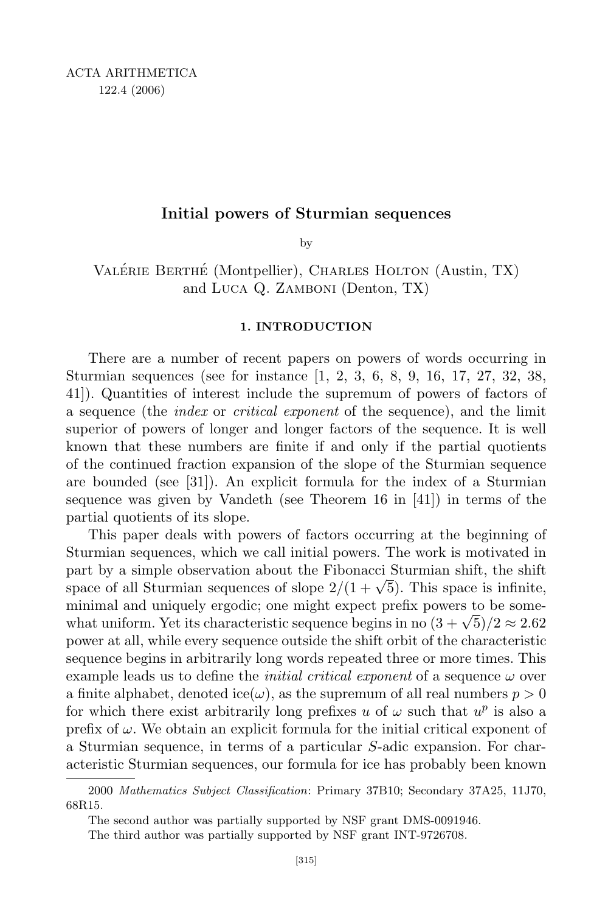ACTA ARITHMETICA
122.4 (2006)

# Initial powers of Sturmian sequences

by

Valérie Berthé (Montpellier), Charles Holton (Austin, TX) and Luca Q. Zamboni (Denton, TX)

## 1. Introduction

There are a number of recent papers on powers of words occurring in Sturmian sequences (see for instance [1, 2, 3, 6, 8, 9, 16, 17, 27, 32, 38, 41]). Quantities of interest include the supremum of powers of factors of a sequence (the *index* or *critical exponent* of the sequence), and the limit superior of powers of longer and longer factors of the sequence. It is well known that these numbers are finite if and only if the partial quotients of the continued fraction expansion of the slope of the Sturmian sequence are bounded (see [31]). An explicit formula for the index of a Sturmian sequence was given by Vandeth (see Theorem 16 in [41]) in terms of the partial quotients of its slope.

This paper deals with powers of factors occurring at the beginning of Sturmian sequences, which we call initial powers. The work is motivated in part by a simple observation about the Fibonacci Sturmian shift, the shift space of all Sturmian sequences of slope $2/(1+\sqrt{5})$. This space is infinite, minimal and uniquely ergodic; one might expect prefix powers to be somewhat uniform. Yet its characteristic sequence begins in no $(3+\sqrt{5})/2 \approx 2.62$ power at all, while every sequence outside the shift orbit of the characteristic sequence begins in arbitrarily long words repeated three or more times. This example leads us to define the *initial critical exponent* of a sequence $\omega$ over a finite alphabet, denoted $\mathrm{ice}(\omega)$, as the supremum of all real numbers $p > 0$ for which there exist arbitrarily long prefixes $u$ of $\omega$ such that $u^p$ is also a prefix of $\omega$. We obtain an explicit formula for the initial critical exponent of a Sturmian sequence, in terms of a particular $S$-adic expansion. For characteristic Sturmian sequences, our formula for ice has probably been known

2000 *Mathematics Subject Classification*: Primary 37B10; Secondary 37A25, 11J70, 68R15.

The second author was partially supported by NSF grant DMS-0091946.

The third author was partially supported by NSF grant INT-9726708.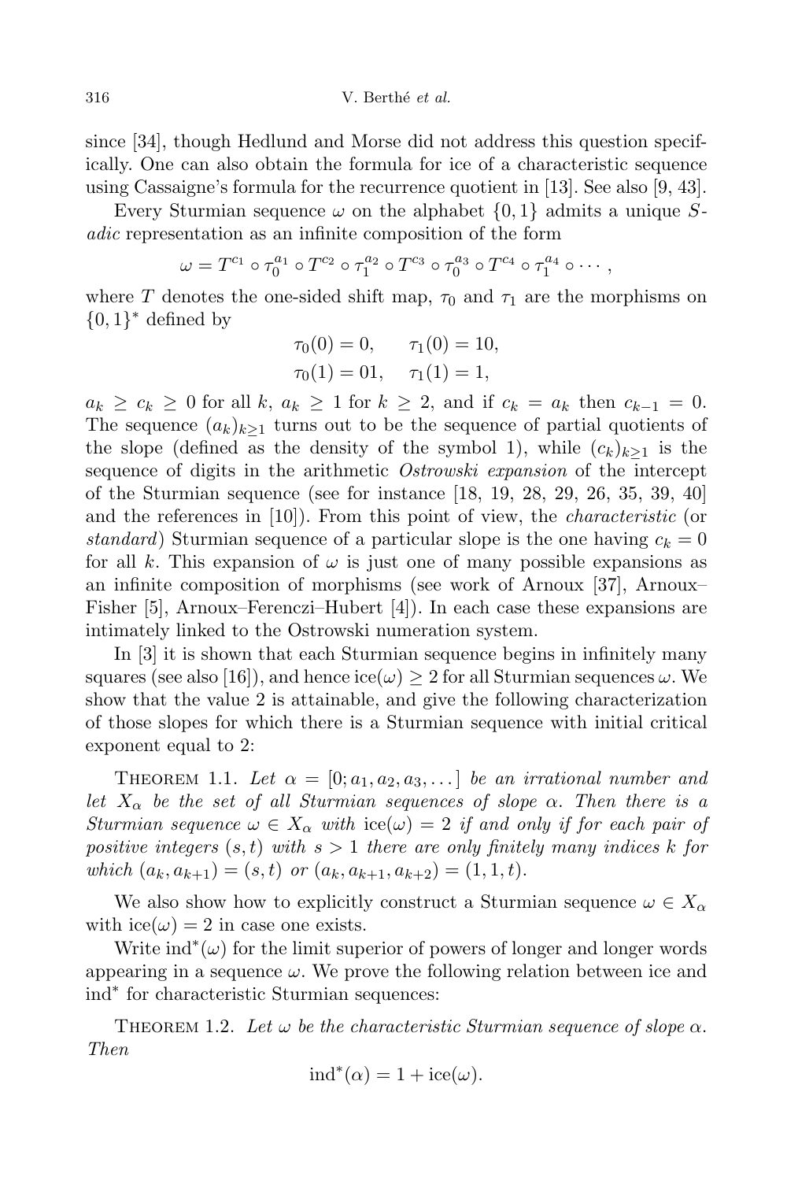since [34], though Hedlund and Morse did not address this question specifically. One can also obtain the formula for ice of a characteristic sequence using Cassaigne's formula for the recurrence quotient in [13]. See also [9, 43].

Every Sturmian sequence $\omega$ on the alphabet $\{0,1\}$ admits a unique *S-adic* representation as an infinite composition of the form

$$\omega = T^{c_1} \circ \tau_0^{a_1} \circ T^{c_2} \circ \tau_1^{a_2} \circ T^{c_3} \circ \tau_0^{a_3} \circ T^{c_4} \circ \tau_1^{a_4} \circ \cdots,$$

where $T$ denotes the one-sided shift map, $\tau_0$ and $\tau_1$ are the morphisms on $\{0,1\}^*$ defined by

$$\begin{aligned} \tau_0(0) &= 0, & \tau_1(0) &= 10, \\ \tau_0(1) &= 01, & \tau_1(1) &= 1, \end{aligned}$$

$a_k \geq c_k \geq 0$ for all $k$, $a_k \geq 1$ for $k \geq 2$, and if $c_k = a_k$ then $c_{k-1} = 0$. The sequence $(a_k)_{k\geq 1}$ turns out to be the sequence of partial quotients of the slope (defined as the density of the symbol 1), while $(c_k)_{k\geq 1}$ is the sequence of digits in the arithmetic *Ostrowski expansion* of the intercept of the Sturmian sequence (see for instance [18, 19, 28, 29, 26, 35, 39, 40] and the references in [10]). From this point of view, the *characteristic* (or *standard*) Sturmian sequence of a particular slope is the one having $c_k = 0$ for all $k$. This expansion of $\omega$ is just one of many possible expansions as an infinite composition of morphisms (see work of Arnoux [37], Arnoux–Fisher [5], Arnoux–Ferenczi–Hubert [4]). In each case these expansions are intimately linked to the Ostrowski numeration system.

In [3] it is shown that each Sturmian sequence begins in infinitely many squares (see also [16]), and hence $\text{ice}(\omega) \geq 2$ for all Sturmian sequences $\omega$. We show that the value 2 is attainable, and give the following characterization of those slopes for which there is a Sturmian sequence with initial critical exponent equal to 2:

THEOREM 1.1. *Let $\alpha = [0; a_1, a_2, a_3, \dots]$ be an irrational number and let $X_\alpha$ be the set of all Sturmian sequences of slope $\alpha$. Then there is a Sturmian sequence $\omega \in X_\alpha$ with $\text{ice}(\omega) = 2$ if and only if for each pair of positive integers $(s,t)$ with $s > 1$ there are only finitely many indices $k$ for which $(a_k, a_{k+1}) = (s,t)$ or $(a_k, a_{k+1}, a_{k+2}) = (1,1,t)$.*

We also show how to explicitly construct a Sturmian sequence $\omega \in X_\alpha$ with $\text{ice}(\omega) = 2$ in case one exists.

Write $\text{ind}^*(\omega)$ for the limit superior of powers of longer and longer words appearing in a sequence $\omega$. We prove the following relation between ice and $\text{ind}^*$ for characteristic Sturmian sequences:

THEOREM 1.2. *Let $\omega$ be the characteristic Sturmian sequence of slope $\alpha$. Then*

$$\text{ind}^*(\alpha) = 1 + \text{ice}(\omega).$$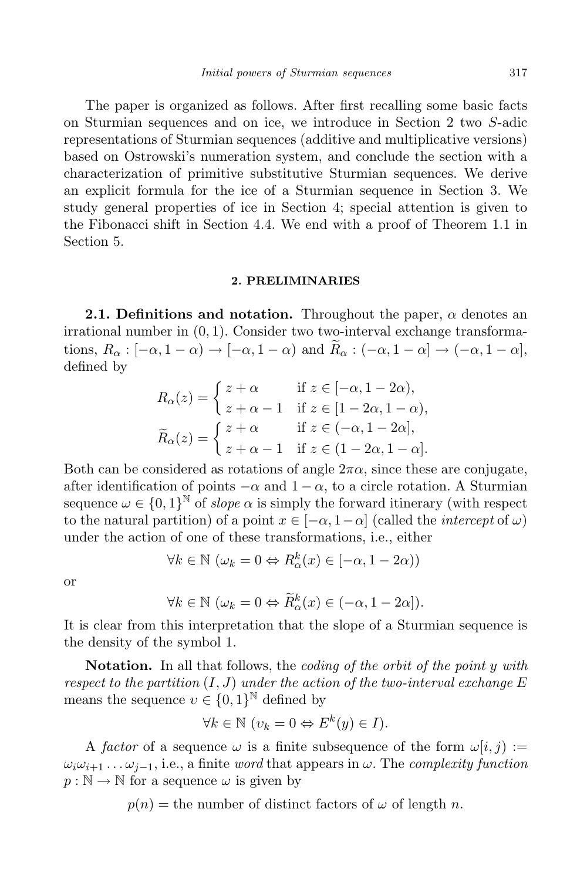The paper is organized as follows. After first recalling some basic facts on Sturmian sequences and on ice, we introduce in Section 2 two $S$-adic representations of Sturmian sequences (additive and multiplicative versions) based on Ostrowski's numeration system, and conclude the section with a characterization of primitive substitutive Sturmian sequences. We derive an explicit formula for the ice of a Sturmian sequence in Section 3. We study general properties of ice in Section 4; special attention is given to the Fibonacci shift in Section 4.4. We end with a proof of Theorem 1.1 in Section 5.

## 2. PRELIMINARIES

**2.1. Definitions and notation.** Throughout the paper, $\alpha$ denotes an irrational number in $(0,1)$. Consider two two-interval exchange transformations, $R_\alpha : [-\alpha, 1-\alpha) \to [-\alpha, 1-\alpha)$ and $\widetilde{R}_\alpha : (-\alpha, 1-\alpha] \to (-\alpha, 1-\alpha]$, defined by

$$R_\alpha(z) = \begin{cases} z + \alpha & \text{if } z \in [-\alpha, 1-2\alpha), \\ z + \alpha - 1 & \text{if } z \in [1-2\alpha, 1-\alpha), \end{cases}$$

$$\widetilde{R}_\alpha(z) = \begin{cases} z + \alpha & \text{if } z \in (-\alpha, 1-2\alpha], \\ z + \alpha - 1 & \text{if } z \in (1-2\alpha, 1-\alpha]. \end{cases}$$

Both can be considered as rotations of angle $2\pi\alpha$, since these are conjugate, after identification of points $-\alpha$ and $1-\alpha$, to a circle rotation. A Sturmian sequence $\omega \in \{0,1\}^{\mathbb{N}}$ of *slope* $\alpha$ is simply the forward itinerary (with respect to the natural partition) of a point $x \in [-\alpha, 1-\alpha]$ (called the *intercept* of $\omega$) under the action of one of these transformations, i.e., either

$$\forall k \in \mathbb{N} \ (\omega_k = 0 \Leftrightarrow R_\alpha^k(x) \in [-\alpha, 1-2\alpha))$$

or

$$\forall k \in \mathbb{N} \ (\omega_k = 0 \Leftrightarrow \widetilde{R}_\alpha^k(x) \in (-\alpha, 1-2\alpha]).$$

It is clear from this interpretation that the slope of a Sturmian sequence is the density of the symbol 1.

**Notation.** In all that follows, the *coding of the orbit of the point $y$ with respect to the partition $(I, J)$ under the action of the two-interval exchange $E$* means the sequence $\upsilon \in \{0,1\}^{\mathbb{N}}$ defined by

$$\forall k \in \mathbb{N} \ (\upsilon_k = 0 \Leftrightarrow E^k(y) \in I).$$

A *factor* of a sequence $\omega$ is a finite subsequence of the form $\omega[i,j) := \omega_i\omega_{i+1}\ldots\omega_{j-1}$, i.e., a finite *word* that appears in $\omega$. The *complexity function* $p : \mathbb{N} \to \mathbb{N}$ for a sequence $\omega$ is given by

$$p(n) = \text{the number of distinct factors of } \omega \text{ of length } n.$$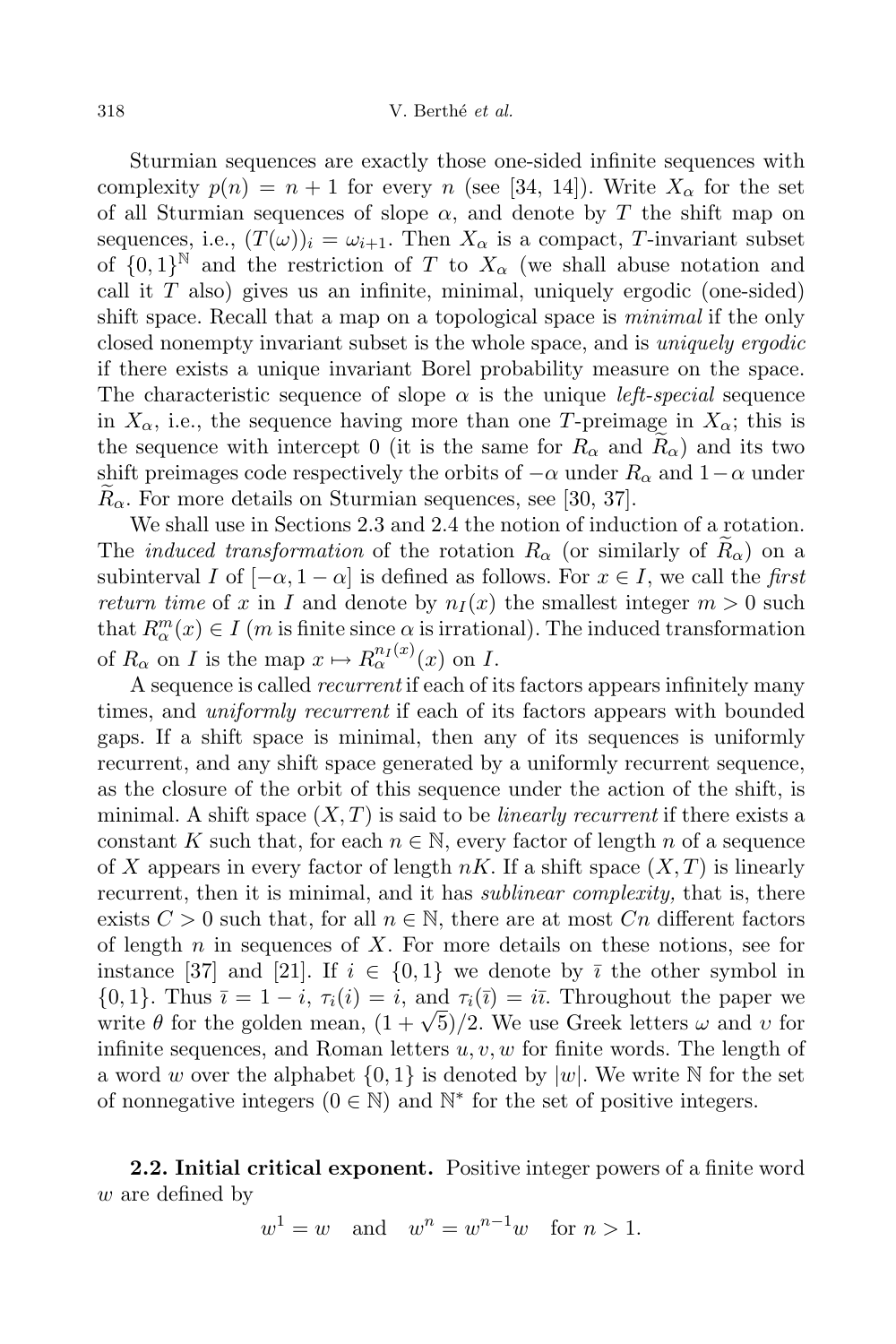Sturmian sequences are exactly those one-sided infinite sequences with complexity $p(n) = n + 1$ for every $n$ (see [34, 14]). Write $X_\alpha$ for the set of all Sturmian sequences of slope $\alpha$, and denote by $T$ the shift map on sequences, i.e., $(T(\omega))_i = \omega_{i+1}$. Then $X_\alpha$ is a compact, $T$-invariant subset of $\{0, 1\}^{\mathbb{N}}$ and the restriction of $T$ to $X_\alpha$ (we shall abuse notation and call it $T$ also) gives us an infinite, minimal, uniquely ergodic (one-sided) shift space. Recall that a map on a topological space is *minimal* if the only closed nonempty invariant subset is the whole space, and is *uniquely ergodic* if there exists a unique invariant Borel probability measure on the space. The characteristic sequence of slope $\alpha$ is the unique *left-special* sequence in $X_\alpha$, i.e., the sequence having more than one $T$-preimage in $X_\alpha$; this is the sequence with intercept 0 (it is the same for $R_\alpha$ and $\widetilde{R}_\alpha$) and its two shift preimages code respectively the orbits of $-\alpha$ under $R_\alpha$ and $1-\alpha$ under $\widetilde{R}_\alpha$. For more details on Sturmian sequences, see [30, 37].

We shall use in Sections 2.3 and 2.4 the notion of induction of a rotation. The *induced transformation* of the rotation $R_\alpha$ (or similarly of $\widetilde{R}_\alpha$) on a subinterval $I$ of $[-\alpha, 1-\alpha]$ is defined as follows. For $x \in I$, we call the *first return time* of $x$ in $I$ and denote by $n_I(x)$ the smallest integer $m > 0$ such that $R_\alpha^m(x) \in I$ ($m$ is finite since $\alpha$ is irrational). The induced transformation of $R_\alpha$ on $I$ is the map $x \mapsto R_\alpha^{n_I(x)}(x)$ on $I$.

A sequence is called *recurrent* if each of its factors appears infinitely many times, and *uniformly recurrent* if each of its factors appears with bounded gaps. If a shift space is minimal, then any of its sequences is uniformly recurrent, and any shift space generated by a uniformly recurrent sequence, as the closure of the orbit of this sequence under the action of the shift, is minimal. A shift space $(X, T)$ is said to be *linearly recurrent* if there exists a constant $K$ such that, for each $n \in \mathbb{N}$, every factor of length $n$ of a sequence of $X$ appears in every factor of length $nK$. If a shift space $(X, T)$ is linearly recurrent, then it is minimal, and it has *sublinear complexity,* that is, there exists $C > 0$ such that, for all $n \in \mathbb{N}$, there are at most $Cn$ different factors of length $n$ in sequences of $X$. For more details on these notions, see for instance [37] and [21]. If $i \in \{0, 1\}$ we denote by $\bar{\imath}$ the other symbol in $\{0, 1\}$. Thus $\bar{\imath} = 1 - i$, $\tau_i(i) = i$, and $\tau_i(\bar{\imath}) = i\bar{\imath}$. Throughout the paper we write $\theta$ for the golden mean, $(1 + \sqrt{5})/2$. We use Greek letters $\omega$ and $\upsilon$ for infinite sequences, and Roman letters $u, v, w$ for finite words. The length of a word $w$ over the alphabet $\{0, 1\}$ is denoted by $|w|$. We write $\mathbb{N}$ for the set of nonnegative integers ($0 \in \mathbb{N}$) and $\mathbb{N}^*$ for the set of positive integers.

**2.2. Initial critical exponent.** Positive integer powers of a finite word $w$ are defined by

$$w^1 = w \quad \text{and} \quad w^n = w^{n-1}w \quad \text{for } n > 1.$$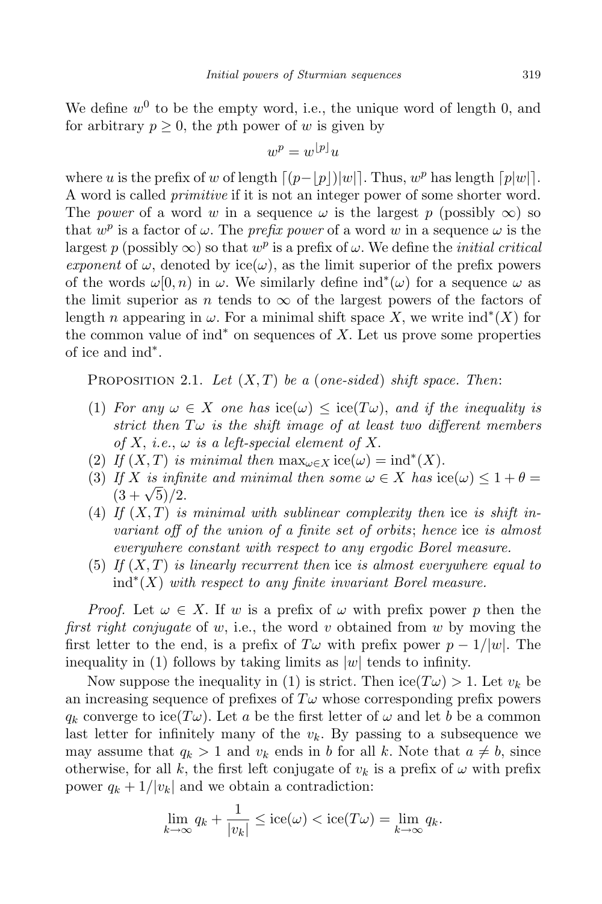We define $w^0$ to be the empty word, i.e., the unique word of length 0, and for arbitrary $p \geq 0$, the $p$th power of $w$ is given by

$$w^p = w^{\lfloor p \rfloor} u$$

where $u$ is the prefix of $w$ of length $\lceil (p - \lfloor p \rfloor)|w| \rceil$. Thus, $w^p$ has length $\lceil p|w| \rceil$. A word is called *primitive* if it is not an integer power of some shorter word. The *power* of a word $w$ in a sequence $\omega$ is the largest $p$ (possibly $\infty$) so that $w^p$ is a factor of $\omega$. The *prefix power* of a word $w$ in a sequence $\omega$ is the largest $p$ (possibly $\infty$) so that $w^p$ is a prefix of $\omega$. We define the *initial critical exponent* of $\omega$, denoted by $\operatorname{ice}(\omega)$, as the limit superior of the prefix powers of the words $\omega[0, n)$ in $\omega$. We similarly define $\operatorname{ind}^*(\omega)$ for a sequence $\omega$ as the limit superior as $n$ tends to $\infty$ of the largest powers of the factors of length $n$ appearing in $\omega$. For a minimal shift space $X$, we write $\operatorname{ind}^*(X)$ for the common value of $\operatorname{ind}^*$ on sequences of $X$. Let us prove some properties of ice and $\operatorname{ind}^*$.

Proposition 2.1. *Let $(X, T)$ be a (one-sided) shift space. Then*:

1. *For any $\omega \in X$ one has $\operatorname{ice}(\omega) \leq \operatorname{ice}(T\omega)$, and if the inequality is strict then $T\omega$ is the shift image of at least two different members of $X$, i.e., $\omega$ is a left-special element of $X$.*
2. *If $(X, T)$ is minimal then $\max_{\omega \in X} \operatorname{ice}(\omega) = \operatorname{ind}^*(X)$.*
3. *If $X$ is infinite and minimal then some $\omega \in X$ has $\operatorname{ice}(\omega) \leq 1 + \theta = (3 + \sqrt{5})/2$.*
4. *If $(X, T)$ is minimal with sublinear complexity then ice is shift invariant off of the union of a finite set of orbits; hence ice is almost everywhere constant with respect to any ergodic Borel measure.*
5. *If $(X, T)$ is linearly recurrent then ice is almost everywhere equal to $\operatorname{ind}^*(X)$ with respect to any finite invariant Borel measure.*

*Proof.* Let $\omega \in X$. If $w$ is a prefix of $\omega$ with prefix power $p$ then the *first right conjugate* of $w$, i.e., the word $v$ obtained from $w$ by moving the first letter to the end, is a prefix of $T\omega$ with prefix power $p - 1/|w|$. The inequality in (1) follows by taking limits as $|w|$ tends to infinity.

Now suppose the inequality in (1) is strict. Then $\operatorname{ice}(T\omega) > 1$. Let $v_k$ be an increasing sequence of prefixes of $T\omega$ whose corresponding prefix powers $q_k$ converge to $\operatorname{ice}(T\omega)$. Let $a$ be the first letter of $\omega$ and let $b$ be a common last letter for infinitely many of the $v_k$. By passing to a subsequence we may assume that $q_k > 1$ and $v_k$ ends in $b$ for all $k$. Note that $a \neq b$, since otherwise, for all $k$, the first left conjugate of $v_k$ is a prefix of $\omega$ with prefix power $q_k + 1/|v_k|$ and we obtain a contradiction:

$$\lim_{k \to \infty} q_k + \frac{1}{|v_k|} \leq \operatorname{ice}(\omega) < \operatorname{ice}(T\omega) = \lim_{k \to \infty} q_k.$$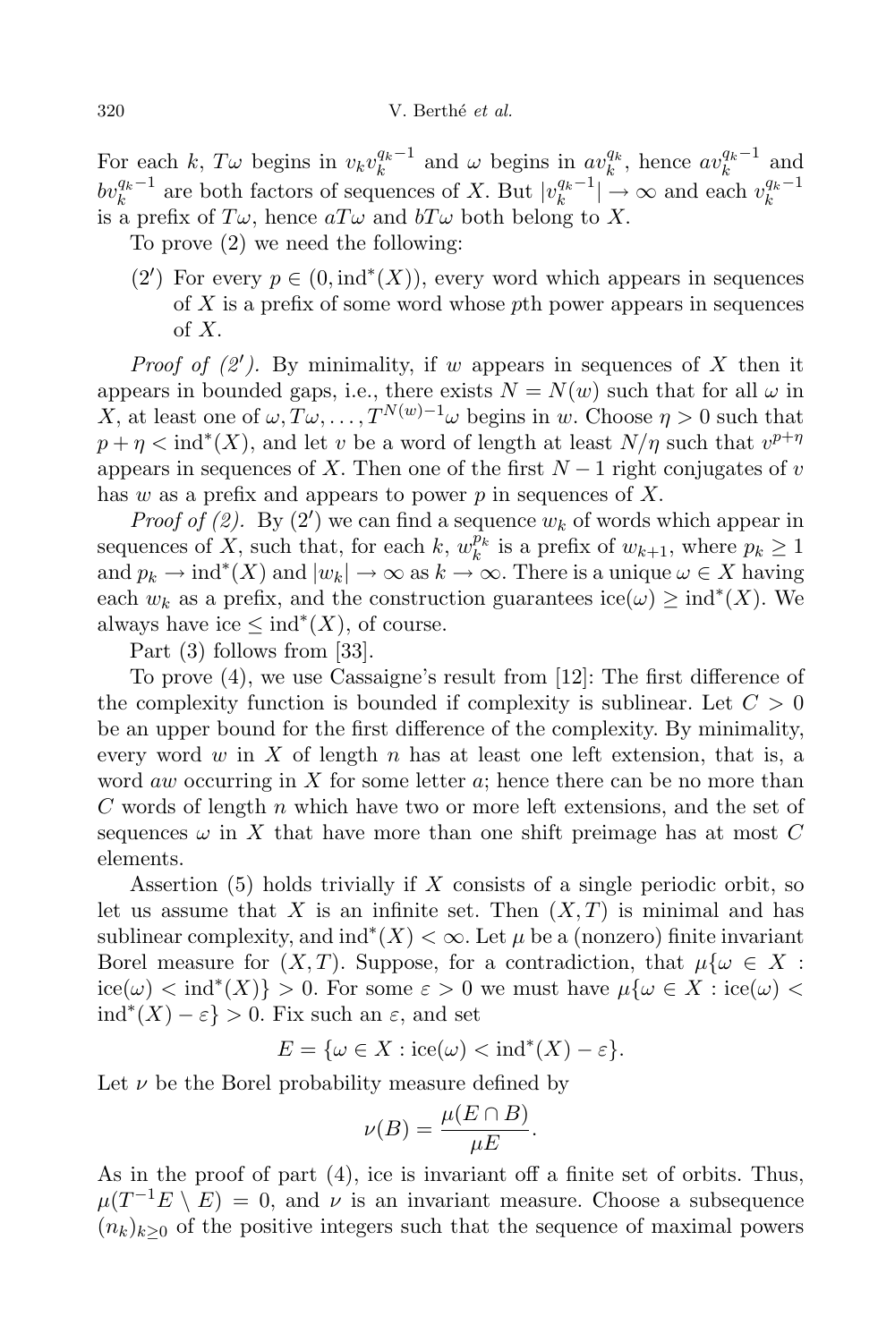For each $k$, $T\omega$ begins in $v_k v_k^{q_k-1}$ and $\omega$ begins in $av_k^{q_k}$, hence $av_k^{q_k-1}$ and $bv_k^{q_k-1}$ are both factors of sequences of $X$. But $|v_k^{q_k-1}| \to \infty$ and each $v_k^{q_k-1}$ is a prefix of $T\omega$, hence $aT\omega$ and $bT\omega$ both belong to $X$.

To prove (2) we need the following:

($2'$) For every $p \in (0, \mathrm{ind}^*(X))$, every word which appears in sequences of $X$ is a prefix of some word whose $p$th power appears in sequences of $X$.

*Proof of ($2'$).* By minimality, if $w$ appears in sequences of $X$ then it appears in bounded gaps, i.e., there exists $N = N(w)$ such that for all $\omega$ in $X$, at least one of $\omega, T\omega, \ldots, T^{N(w)-1}\omega$ begins in $w$. Choose $\eta > 0$ such that $p + \eta < \mathrm{ind}^*(X)$, and let $v$ be a word of length at least $N/\eta$ such that $v^{p+\eta}$ appears in sequences of $X$. Then one of the first $N-1$ right conjugates of $v$ has $w$ as a prefix and appears to power $p$ in sequences of $X$.

*Proof of (2).* By ($2'$) we can find a sequence $w_k$ of words which appear in sequences of $X$, such that, for each $k$, $w_k^{p_k}$ is a prefix of $w_{k+1}$, where $p_k \geq 1$ and $p_k \to \mathrm{ind}^*(X)$ and $|w_k| \to \infty$ as $k \to \infty$. There is a unique $\omega \in X$ having each $w_k$ as a prefix, and the construction guarantees $\mathrm{ice}(\omega) \geq \mathrm{ind}^*(X)$. We always have $\mathrm{ice} \leq \mathrm{ind}^*(X)$, of course.

Part (3) follows from [33].

To prove (4), we use Cassaigne's result from [12]: The first difference of the complexity function is bounded if complexity is sublinear. Let $C > 0$ be an upper bound for the first difference of the complexity. By minimality, every word $w$ in $X$ of length $n$ has at least one left extension, that is, a word $aw$ occurring in $X$ for some letter $a$; hence there can be no more than $C$ words of length $n$ which have two or more left extensions, and the set of sequences $\omega$ in $X$ that have more than one shift preimage has at most $C$ elements.

Assertion (5) holds trivially if $X$ consists of a single periodic orbit, so let us assume that $X$ is an infinite set. Then $(X, T)$ is minimal and has sublinear complexity, and $\mathrm{ind}^*(X) < \infty$. Let $\mu$ be a (nonzero) finite invariant Borel measure for $(X, T)$. Suppose, for a contradiction, that $\mu\{\omega \in X : \mathrm{ice}(\omega) < \mathrm{ind}^*(X)\} > 0$. For some $\varepsilon > 0$ we must have $\mu\{\omega \in X : \mathrm{ice}(\omega) < \mathrm{ind}^*(X) - \varepsilon\} > 0$. Fix such an $\varepsilon$, and set

$$E = \{\omega \in X : \mathrm{ice}(\omega) < \mathrm{ind}^*(X) - \varepsilon\}.$$

Let $\nu$ be the Borel probability measure defined by

$$\nu(B) = \frac{\mu(E \cap B)}{\mu E}.$$

As in the proof of part (4), ice is invariant off a finite set of orbits. Thus, $\mu(T^{-1}E \setminus E) = 0$, and $\nu$ is an invariant measure. Choose a subsequence $(n_k)_{k \geq 0}$ of the positive integers such that the sequence of maximal powers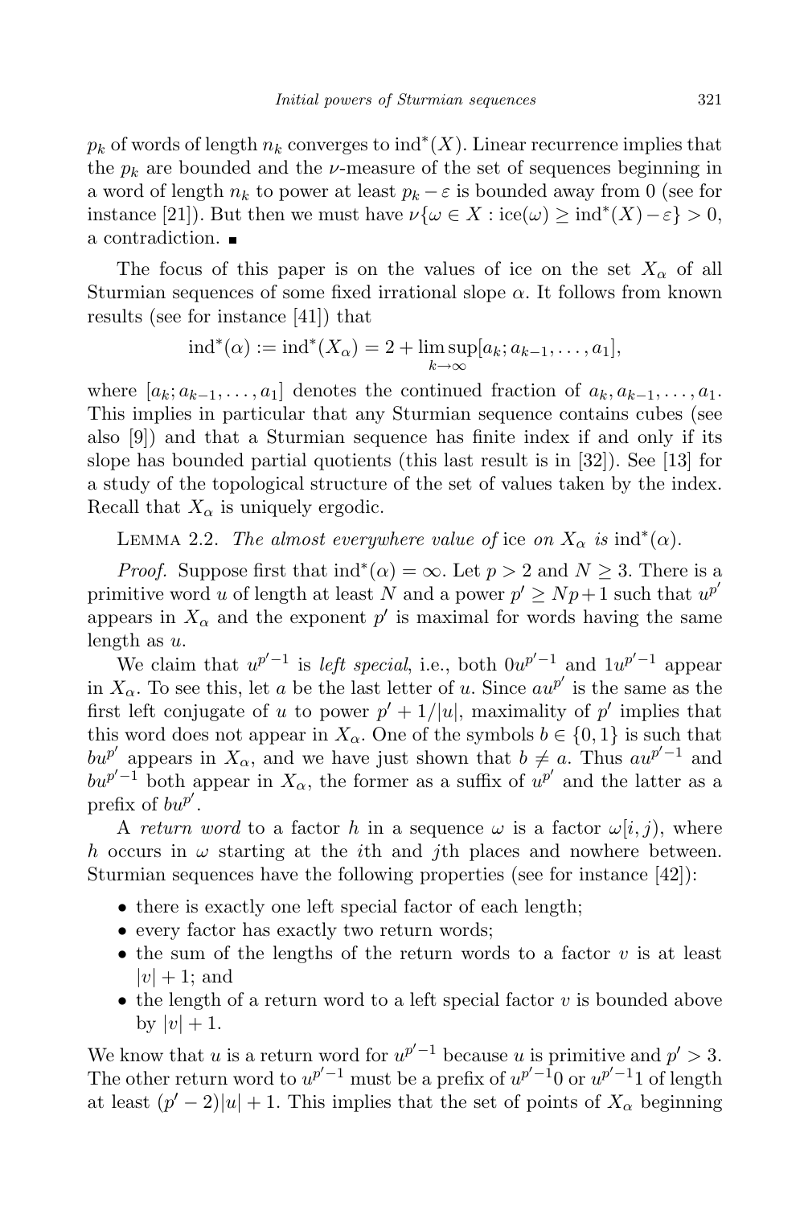$p_k$ of words of length $n_k$ converges to $\operatorname{ind}^*(X)$. Linear recurrence implies that the $p_k$ are bounded and the $\nu$-measure of the set of sequences beginning in a word of length $n_k$ to power at least $p_k - \varepsilon$ is bounded away from 0 (see for instance [21]). But then we must have $\nu\{\omega \in X : \operatorname{ice}(\omega) \geq \operatorname{ind}^*(X) - \varepsilon\} > 0$, a contradiction. ∎

The focus of this paper is on the values of ice on the set $X_\alpha$ of all Sturmian sequences of some fixed irrational slope $\alpha$. It follows from known results (see for instance [41]) that

$$\operatorname{ind}^*(\alpha) := \operatorname{ind}^*(X_\alpha) = 2 + \limsup_{k\to\infty} [a_k; a_{k-1}, \ldots, a_1],$$

where $[a_k; a_{k-1}, \ldots, a_1]$ denotes the continued fraction of $a_k, a_{k-1}, \ldots, a_1$. This implies in particular that any Sturmian sequence contains cubes (see also [9]) and that a Sturmian sequence has finite index if and only if its slope has bounded partial quotients (this last result is in [32]). See [13] for a study of the topological structure of the set of values taken by the index. Recall that $X_\alpha$ is uniquely ergodic.

Lemma 2.2. *The almost everywhere value of* ice *on* $X_\alpha$ *is* $\operatorname{ind}^*(\alpha)$.

*Proof.* Suppose first that $\operatorname{ind}^*(\alpha) = \infty$. Let $p > 2$ and $N \geq 3$. There is a primitive word $u$ of length at least $N$ and a power $p' \geq Np + 1$ such that $u^{p'}$ appears in $X_\alpha$ and the exponent $p'$ is maximal for words having the same length as $u$.

We claim that $u^{p'-1}$ is *left special*, i.e., both $0u^{p'-1}$ and $1u^{p'-1}$ appear in $X_\alpha$. To see this, let $a$ be the last letter of $u$. Since $au^{p'}$ is the same as the first left conjugate of $u$ to power $p' + 1/|u|$, maximality of $p'$ implies that this word does not appear in $X_\alpha$. One of the symbols $b \in \{0, 1\}$ is such that $bu^{p'}$ appears in $X_\alpha$, and we have just shown that $b \neq a$. Thus $au^{p'-1}$ and $bu^{p'-1}$ both appear in $X_\alpha$, the former as a suffix of $u^{p'}$ and the latter as a prefix of $bu^{p'}$.

A *return word* to a factor $h$ in a sequence $\omega$ is a factor $\omega[i, j)$, where $h$ occurs in $\omega$ starting at the $i$th and $j$th places and nowhere between. Sturmian sequences have the following properties (see for instance [42]):

- there is exactly one left special factor of each length;
- every factor has exactly two return words;
- the sum of the lengths of the return words to a factor $v$ is at least $|v| + 1$; and
- the length of a return word to a left special factor $v$ is bounded above by $|v| + 1$.

We know that $u$ is a return word for $u^{p'-1}$ because $u$ is primitive and $p' > 3$. The other return word to $u^{p'-1}$ must be a prefix of $u^{p'-1}0$ or $u^{p'-1}1$ of length at least $(p' - 2)|u| + 1$. This implies that the set of points of $X_\alpha$ beginning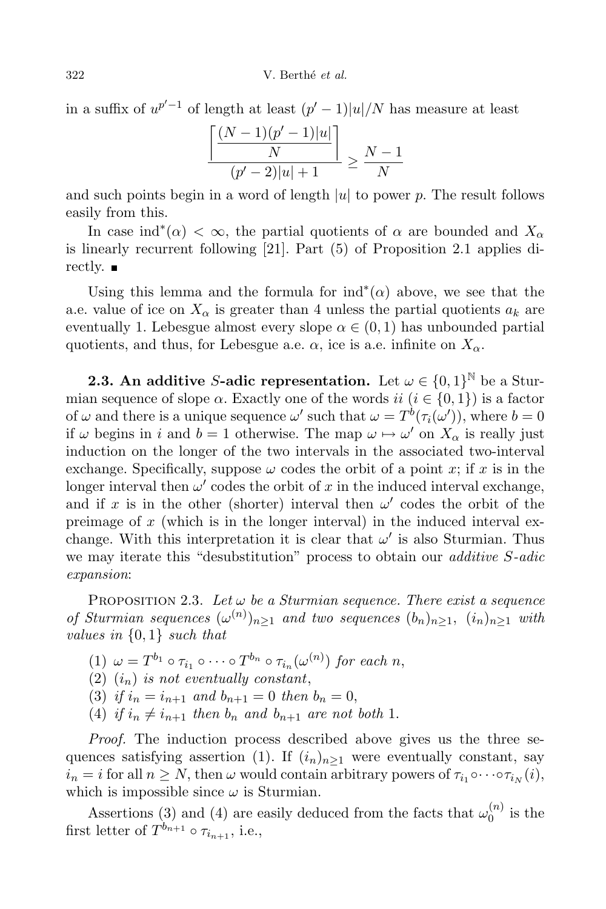in a suffix of $u^{p'-1}$ of length at least $(p'-1)|u|/N$ has measure at least

$$\frac{\left\lceil \dfrac{(N-1)(p'-1)|u|}{N} \right\rceil}{(p'-2)|u|+1} \geq \frac{N-1}{N}$$

and such points begin in a word of length $|u|$ to power $p$. The result follows easily from this.

In case $\operatorname{ind}^*(\alpha) < \infty$, the partial quotients of $\alpha$ are bounded and $X_\alpha$ is linearly recurrent following [21]. Part (5) of Proposition 2.1 applies directly. ∎

Using this lemma and the formula for $\operatorname{ind}^*(\alpha)$ above, we see that the a.e. value of ice on $X_\alpha$ is greater than 4 unless the partial quotients $a_k$ are eventually 1. Lebesgue almost every slope $\alpha \in (0,1)$ has unbounded partial quotients, and thus, for Lebesgue a.e. $\alpha$, ice is a.e. infinite on $X_\alpha$.

**2.3. An additive $S$-adic representation.** Let $\omega \in \{0,1\}^{\mathbb{N}}$ be a Sturmian sequence of slope $\alpha$. Exactly one of the words $ii$ ($i \in \{0,1\}$) is a factor of $\omega$ and there is a unique sequence $\omega'$ such that $\omega = T^b(\tau_i(\omega'))$, where $b = 0$ if $\omega$ begins in $i$ and $b = 1$ otherwise. The map $\omega \mapsto \omega'$ on $X_\alpha$ is really just induction on the longer of the two intervals in the associated two-interval exchange. Specifically, suppose $\omega$ codes the orbit of a point $x$; if $x$ is in the longer interval then $\omega'$ codes the orbit of $x$ in the induced interval exchange, and if $x$ is in the other (shorter) interval then $\omega'$ codes the orbit of the preimage of $x$ (which is in the longer interval) in the induced interval exchange. With this interpretation it is clear that $\omega'$ is also Sturmian. Thus we may iterate this "desubstitution" process to obtain our *additive $S$-adic expansion*:

Proposition 2.3. *Let $\omega$ be a Sturmian sequence. There exist a sequence of Sturmian sequences $(\omega^{(n)})_{n\geq 1}$ and two sequences $(b_n)_{n\geq 1}$, $(i_n)_{n\geq 1}$ with values in $\{0,1\}$ such that*

1. $\omega = T^{b_1} \circ \tau_{i_1} \circ \cdots \circ T^{b_n} \circ \tau_{i_n}(\omega^{(n)})$ *for each* $n$,
2. $(i_n)$ *is not eventually constant*,
3. *if* $i_n = i_{n+1}$ *and* $b_{n+1} = 0$ *then* $b_n = 0$,
4. *if* $i_n \neq i_{n+1}$ *then* $b_n$ *and* $b_{n+1}$ *are not both* 1.

*Proof.* The induction process described above gives us the three sequences satisfying assertion (1). If $(i_n)_{n\geq 1}$ were eventually constant, say $i_n = i$ for all $n \geq N$, then $\omega$ would contain arbitrary powers of $\tau_{i_1} \circ \cdots \circ \tau_{i_N}(i)$, which is impossible since $\omega$ is Sturmian.

Assertions (3) and (4) are easily deduced from the facts that $\omega_0^{(n)}$ is the first letter of $T^{b_{n+1}} \circ \tau_{i_{n+1}}$, i.e.,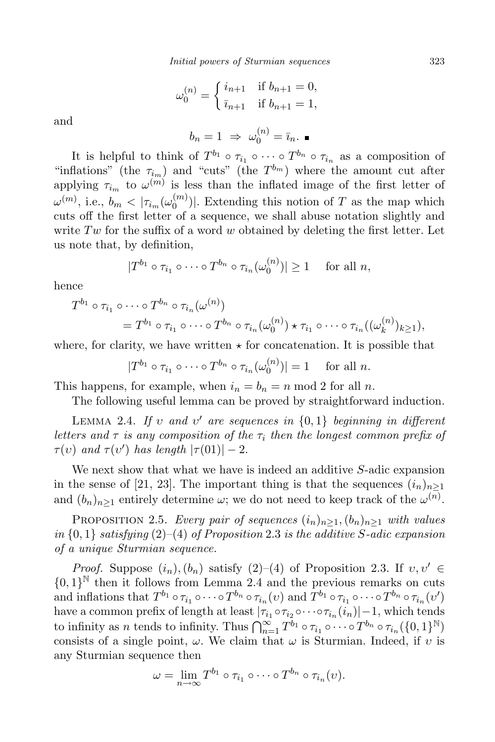$$\omega_0^{(n)} = \begin{cases} i_{n+1} & \text{if } b_{n+1} = 0, \\ \bar{\imath}_{n+1} & \text{if } b_{n+1} = 1, \end{cases}$$

and

$$b_n = 1 \;\Rightarrow\; \omega_0^{(n)} = \bar{\imath}_n. \;\blacksquare$$

It is helpful to think of $T^{b_1} \circ \tau_{i_1} \circ \cdots \circ T^{b_n} \circ \tau_{i_n}$ as a composition of "inflations" (the $\tau_{i_m}$) and "cuts" (the $T^{b_m}$) where the amount cut after applying $\tau_{i_m}$ to $\omega^{(m)}$ is less than the inflated image of the first letter of $\omega^{(m)}$, i.e., $b_m < |\tau_{i_m}(\omega_0^{(m)})|$. Extending this notion of $T$ as the map which cuts off the first letter of a sequence, we shall abuse notation slightly and write $Tw$ for the suffix of a word $w$ obtained by deleting the first letter. Let us note that, by definition,

$$|T^{b_1} \circ \tau_{i_1} \circ \cdots \circ T^{b_n} \circ \tau_{i_n}(\omega_0^{(n)})| \geq 1 \quad \text{ for all } n,$$

hence

$$\begin{aligned} &T^{b_1} \circ \tau_{i_1} \circ \cdots \circ T^{b_n} \circ \tau_{i_n}(\omega^{(n)}) \\ &\qquad = T^{b_1} \circ \tau_{i_1} \circ \cdots \circ T^{b_n} \circ \tau_{i_n}(\omega_0^{(n)}) \star \tau_{i_1} \circ \cdots \circ \tau_{i_n}((\omega_k^{(n)})_{k\geq 1}), \end{aligned}$$

where, for clarity, we have written $\star$ for concatenation. It is possible that

$$|T^{b_1} \circ \tau_{i_1} \circ \cdots \circ T^{b_n} \circ \tau_{i_n}(\omega_0^{(n)})| = 1 \quad \text{ for all } n.$$

This happens, for example, when $i_n = b_n = n \bmod 2$ for all $n$.

The following useful lemma can be proved by straightforward induction.

Lemma 2.4. *If $\upsilon$ and $\upsilon'$ are sequences in $\{0,1\}$ beginning in different letters and $\tau$ is any composition of the $\tau_i$ then the longest common prefix of $\tau(\upsilon)$ and $\tau(\upsilon')$ has length $|\tau(01)| - 2$.*

We next show that what we have is indeed an additive $S$-adic expansion in the sense of [21, 23]. The important thing is that the sequences $(i_n)_{n\geq 1}$ and $(b_n)_{n\geq 1}$ entirely determine $\omega$; we do not need to keep track of the $\omega^{(n)}$.

Proposition 2.5. *Every pair of sequences $(i_n)_{n\geq 1}, (b_n)_{n\geq 1}$ with values in $\{0,1\}$ satisfying (2)–(4) of Proposition 2.3 is the additive $S$-adic expansion of a unique Sturmian sequence.*

*Proof.* Suppose $(i_n), (b_n)$ satisfy (2)–(4) of Proposition 2.3. If $\upsilon, \upsilon' \in \{0,1\}^{\mathbb{N}}$ then it follows from Lemma 2.4 and the previous remarks on cuts and inflations that $T^{b_1} \circ \tau_{i_1} \circ \cdots \circ T^{b_n} \circ \tau_{i_n}(\upsilon)$ and $T^{b_1} \circ \tau_{i_1} \circ \cdots \circ T^{b_n} \circ \tau_{i_n}(\upsilon')$ have a common prefix of length at least $|\tau_{i_1} \circ \tau_{i_2} \circ \cdots \circ \tau_{i_n}(i_n)| - 1$, which tends to infinity as $n$ tends to infinity. Thus $\bigcap_{n=1}^{\infty} T^{b_1} \circ \tau_{i_1} \circ \cdots \circ T^{b_n} \circ \tau_{i_n}(\{0,1\}^{\mathbb{N}})$ consists of a single point, $\omega$. We claim that $\omega$ is Sturmian. Indeed, if $\upsilon$ is any Sturmian sequence then

$$\omega = \lim_{n\to\infty} T^{b_1} \circ \tau_{i_1} \circ \cdots \circ T^{b_n} \circ \tau_{i_n}(\upsilon).$$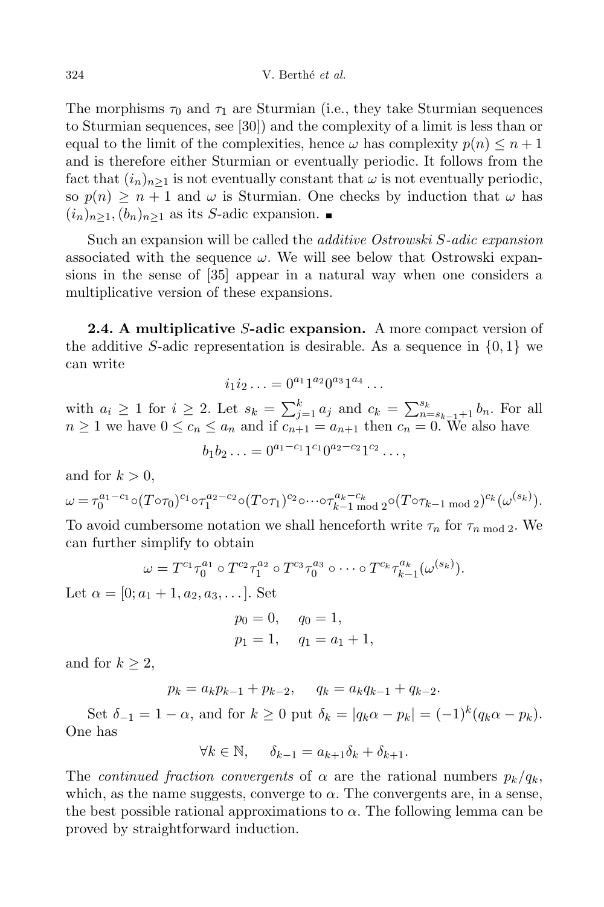The morphisms $\tau_0$ and $\tau_1$ are Sturmian (i.e., they take Sturmian sequences to Sturmian sequences, see [30]) and the complexity of a limit is less than or equal to the limit of the complexities, hence $\omega$ has complexity $p(n) \leq n+1$ and is therefore either Sturmian or eventually periodic. It follows from the fact that $(i_n)_{n\geq 1}$ is not eventually constant that $\omega$ is not eventually periodic, so $p(n) \geq n+1$ and $\omega$ is Sturmian. One checks by induction that $\omega$ has $(i_n)_{n\geq 1}, (b_n)_{n\geq 1}$ as its $S$-adic expansion. ∎

Such an expansion will be called the *additive Ostrowski $S$-adic expansion* associated with the sequence $\omega$. We will see below that Ostrowski expansions in the sense of [35] appear in a natural way when one considers a multiplicative version of these expansions.

**2.4. A multiplicative $S$-adic expansion.** A more compact version of the additive $S$-adic representation is desirable. As a sequence in $\{0,1\}$ we can write

$$i_1 i_2 \ldots = 0^{a_1} 1^{a_2} 0^{a_3} 1^{a_4} \ldots$$

with $a_i \geq 1$ for $i \geq 2$. Let $s_k = \sum_{j=1}^{k} a_j$ and $c_k = \sum_{n=s_{k-1}+1}^{s_k} b_n$. For all $n \geq 1$ we have $0 \leq c_n \leq a_n$ and if $c_{n+1} = a_{n+1}$ then $c_n = 0$. We also have

$$b_1 b_2 \ldots = 0^{a_1 - c_1} 1^{c_1} 0^{a_2 - c_2} 1^{c_2} \ldots,$$

and for $k > 0$,

$$\omega = \tau_0^{a_1-c_1} \circ (T\circ\tau_0)^{c_1} \circ \tau_1^{a_2-c_2} \circ (T\circ\tau_1)^{c_2} \circ \cdots \circ \tau_{k-1 \bmod 2}^{a_k-c_k} \circ (T\circ\tau_{k-1 \bmod 2})^{c_k}(\omega^{(s_k)}).$$

To avoid cumbersome notation we shall henceforth write $\tau_n$ for $\tau_{n \bmod 2}$. We can further simplify to obtain

$$\omega = T^{c_1}\tau_0^{a_1} \circ T^{c_2}\tau_1^{a_2} \circ T^{c_3}\tau_0^{a_3} \circ \cdots \circ T^{c_k}\tau_{k-1}^{a_k}(\omega^{(s_k)}).$$

Let $\alpha = [0; a_1+1, a_2, a_3, \ldots]$. Set

$$p_0 = 0, \quad q_0 = 1,$$
$$p_1 = 1, \quad q_1 = a_1 + 1,$$

and for $k \geq 2$,

$$p_k = a_k p_{k-1} + p_{k-2}, \qquad q_k = a_k q_{k-1} + q_{k-2}.$$

Set $\delta_{-1} = 1 - \alpha$, and for $k \geq 0$ put $\delta_k = |q_k\alpha - p_k| = (-1)^k(q_k\alpha - p_k)$. One has

$$\forall k \in \mathbb{N}, \qquad \delta_{k-1} = a_{k+1}\delta_k + \delta_{k+1}.$$

The *continued fraction convergents* of $\alpha$ are the rational numbers $p_k/q_k$, which, as the name suggests, converge to $\alpha$. The convergents are, in a sense, the best possible rational approximations to $\alpha$. The following lemma can be proved by straightforward induction.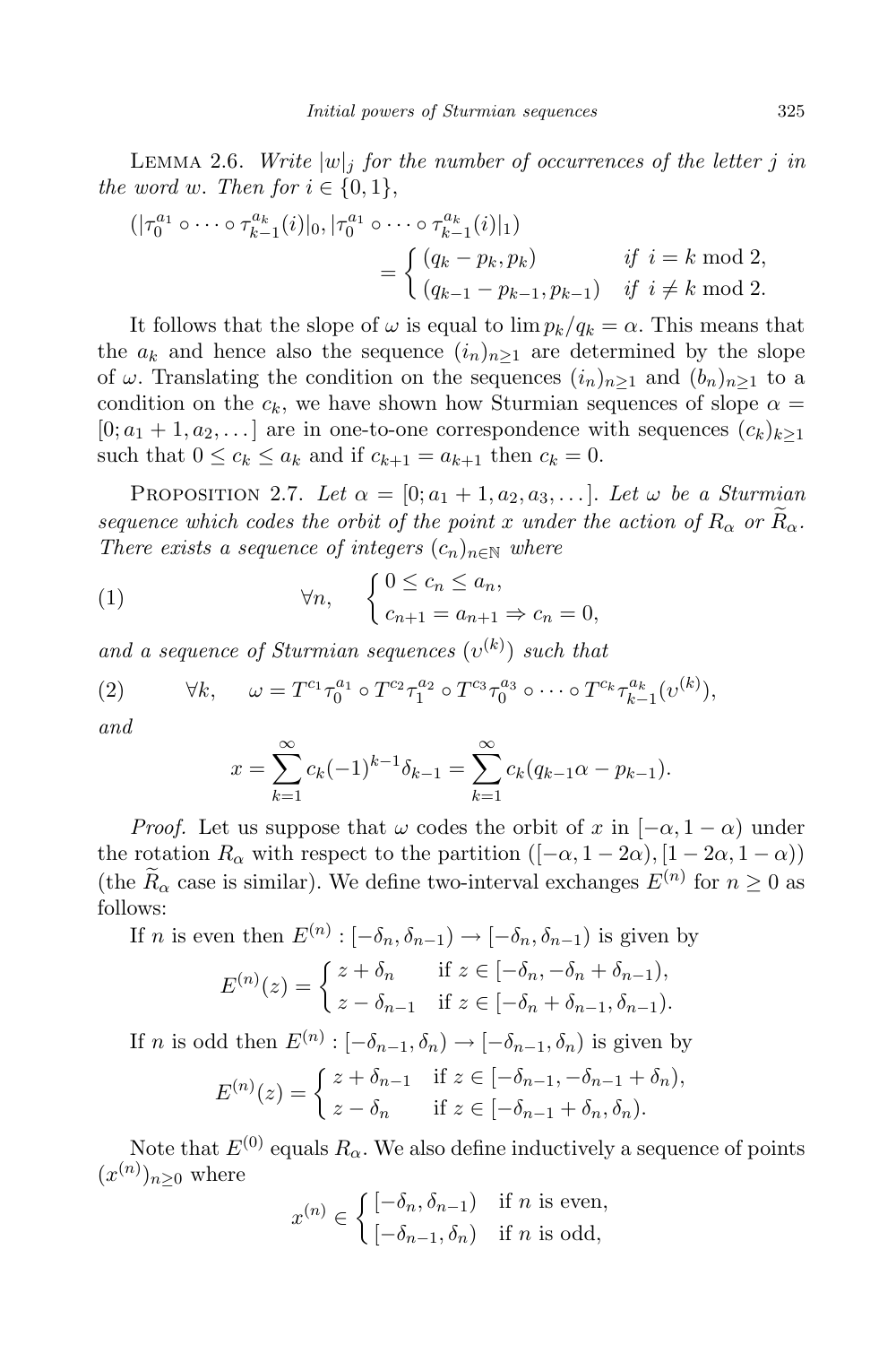Lemma 2.6. *Write $|w|_j$ for the number of occurrences of the letter $j$ in the word $w$. Then for $i \in \{0,1\}$,*

$$
(|\tau_0^{a_1} \circ \cdots \circ \tau_{k-1}^{a_k}(i)|_0, |\tau_0^{a_1} \circ \cdots \circ \tau_{k-1}^{a_k}(i)|_1) = \begin{cases} (q_k - p_k, p_k) & \text{if } i = k \bmod 2, \\ (q_{k-1} - p_{k-1}, p_{k-1}) & \text{if } i \neq k \bmod 2. \end{cases}
$$

It follows that the slope of $\omega$ is equal to $\lim p_k/q_k = \alpha$. This means that the $a_k$ and hence also the sequence $(i_n)_{n\geq 1}$ are determined by the slope of $\omega$. Translating the condition on the sequences $(i_n)_{n\geq 1}$ and $(b_n)_{n\geq 1}$ to a condition on the $c_k$, we have shown how Sturmian sequences of slope $\alpha = [0; a_1 + 1, a_2, \dots]$ are in one-to-one correspondence with sequences $(c_k)_{k\geq 1}$ such that $0 \leq c_k \leq a_k$ and if $c_{k+1} = a_{k+1}$ then $c_k = 0$.

Proposition 2.7. *Let $\alpha = [0; a_1 + 1, a_2, a_3, \dots]$. Let $\omega$ be a Sturmian sequence which codes the orbit of the point $x$ under the action of $R_\alpha$ or $\widetilde{R}_\alpha$. There exists a sequence of integers $(c_n)_{n\in\mathbb{N}}$ where*

$$
(1) \qquad \forall n, \quad \begin{cases} 0 \leq c_n \leq a_n, \\ c_{n+1} = a_{n+1} \Rightarrow c_n = 0, \end{cases}
$$

*and a sequence of Sturmian sequences $(\upsilon^{(k)})$ such that*

$$
(2) \qquad \forall k, \quad \omega = T^{c_1}\tau_0^{a_1} \circ T^{c_2}\tau_1^{a_2} \circ T^{c_3}\tau_0^{a_3} \circ \cdots \circ T^{c_k}\tau_{k-1}^{a_k}(\upsilon^{(k)}),
$$

*and*

$$
x = \sum_{k=1}^{\infty} c_k(-1)^{k-1}\delta_{k-1} = \sum_{k=1}^{\infty} c_k(q_{k-1}\alpha - p_{k-1}).
$$

*Proof.* Let us suppose that $\omega$ codes the orbit of $x$ in $[-\alpha, 1-\alpha)$ under the rotation $R_\alpha$ with respect to the partition $([-\alpha, 1-2\alpha), [1-2\alpha, 1-\alpha))$ (the $\widetilde{R}_\alpha$ case is similar). We define two-interval exchanges $E^{(n)}$ for $n \geq 0$ as follows:

If $n$ is even then $E^{(n)} : [-\delta_n, \delta_{n-1}) \to [-\delta_n, \delta_{n-1})$ is given by

$$
E^{(n)}(z) = \begin{cases} z + \delta_n & \text{if } z \in [-\delta_n, -\delta_n + \delta_{n-1}), \\ z - \delta_{n-1} & \text{if } z \in [-\delta_n + \delta_{n-1}, \delta_{n-1}). \end{cases}
$$

If $n$ is odd then $E^{(n)} : [-\delta_{n-1}, \delta_n) \to [-\delta_{n-1}, \delta_n)$ is given by

$$
E^{(n)}(z) = \begin{cases} z + \delta_{n-1} & \text{if } z \in [-\delta_{n-1}, -\delta_{n-1} + \delta_n), \\ z - \delta_n & \text{if } z \in [-\delta_{n-1} + \delta_n, \delta_n). \end{cases}
$$

Note that $E^{(0)}$ equals $R_\alpha$. We also define inductively a sequence of points $(x^{(n)})_{n\geq 0}$ where

$$
x^{(n)} \in \begin{cases} [-\delta_n, \delta_{n-1}) & \text{if } n \text{ is even}, \\ [-\delta_{n-1}, \delta_n) & \text{if } n \text{ is odd}, \end{cases}
$$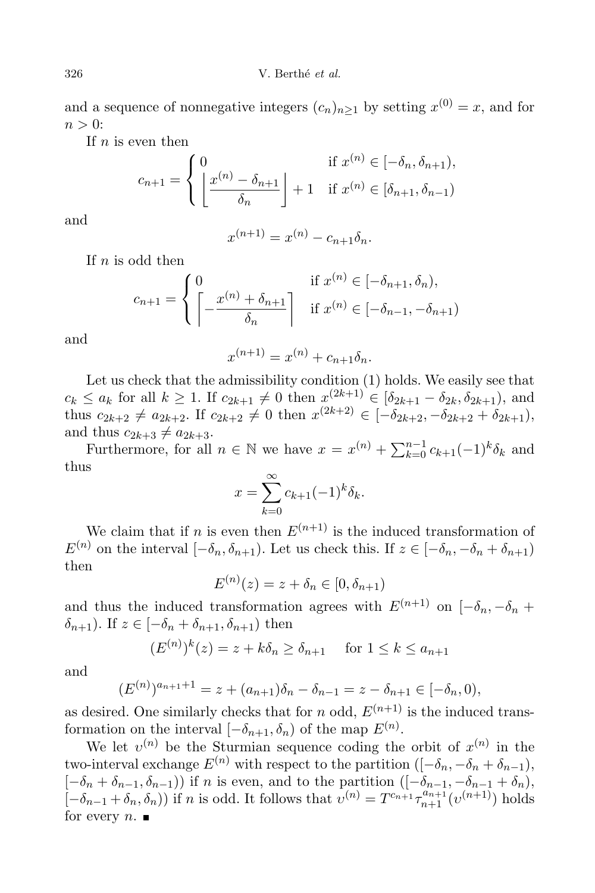and a sequence of nonnegative integers $(c_n)_{n\geq 1}$ by setting $x^{(0)} = x$, and for $n > 0$:

If $n$ is even then

$$c_{n+1} = \begin{cases} 0 & \text{if } x^{(n)} \in [-\delta_n, \delta_{n+1}), \\ \left\lfloor \dfrac{x^{(n)} - \delta_{n+1}}{\delta_n} \right\rfloor + 1 & \text{if } x^{(n)} \in [\delta_{n+1}, \delta_{n-1}) \end{cases}$$

and

$$x^{(n+1)} = x^{(n)} - c_{n+1}\delta_n.$$

If $n$ is odd then

$$c_{n+1} = \begin{cases} 0 & \text{if } x^{(n)} \in [-\delta_{n+1}, \delta_n), \\ \left\lceil -\dfrac{x^{(n)} + \delta_{n+1}}{\delta_n} \right\rceil & \text{if } x^{(n)} \in [-\delta_{n-1}, -\delta_{n+1}) \end{cases}$$

and

$$x^{(n+1)} = x^{(n)} + c_{n+1}\delta_n.$$

Let us check that the admissibility condition (1) holds. We easily see that $c_k \leq a_k$ for all $k \geq 1$. If $c_{2k+1} \neq 0$ then $x^{(2k+1)} \in [\delta_{2k+1} - \delta_{2k}, \delta_{2k+1})$, and thus $c_{2k+2} \neq a_{2k+2}$. If $c_{2k+2} \neq 0$ then $x^{(2k+2)} \in [-\delta_{2k+2}, -\delta_{2k+2} + \delta_{2k+1})$, and thus $c_{2k+3} \neq a_{2k+3}$.

Furthermore, for all $n \in \mathbb{N}$ we have $x = x^{(n)} + \sum_{k=0}^{n-1} c_{k+1}(-1)^k \delta_k$ and thus

$$x = \sum_{k=0}^{\infty} c_{k+1}(-1)^k \delta_k.$$

We claim that if $n$ is even then $E^{(n+1)}$ is the induced transformation of $E^{(n)}$ on the interval $[-\delta_n, \delta_{n+1})$. Let us check this. If $z \in [-\delta_n, -\delta_n + \delta_{n+1})$ then

$$E^{(n)}(z) = z + \delta_n \in [0, \delta_{n+1})$$

and thus the induced transformation agrees with $E^{(n+1)}$ on $[-\delta_n, -\delta_n + \delta_{n+1})$. If $z \in [-\delta_n + \delta_{n+1}, \delta_{n+1})$ then

$$(E^{(n)})^k(z) = z + k\delta_n \geq \delta_{n+1} \quad \text{for } 1 \leq k \leq a_{n+1}$$

and

$$(E^{(n)})^{a_{n+1}+1} = z + (a_{n+1})\delta_n - \delta_{n-1} = z - \delta_{n+1} \in [-\delta_n, 0),$$

as desired. One similarly checks that for $n$ odd, $E^{(n+1)}$ is the induced transformation on the interval $[-\delta_{n+1}, \delta_n)$ of the map $E^{(n)}$.

We let $\upsilon^{(n)}$ be the Sturmian sequence coding the orbit of $x^{(n)}$ in the two-interval exchange $E^{(n)}$ with respect to the partition $([-\delta_n, -\delta_n + \delta_{n-1})$, $[-\delta_n + \delta_{n-1}, \delta_{n-1}))$ if $n$ is even, and to the partition $([-\delta_{n-1}, -\delta_{n-1} + \delta_n)$, $[-\delta_{n-1} + \delta_n, \delta_n))$ if $n$ is odd. It follows that $\upsilon^{(n)} = T^{c_{n+1}} \tau_{n+1}^{a_{n+1}}(\upsilon^{(n+1)})$ holds for every $n$. ∎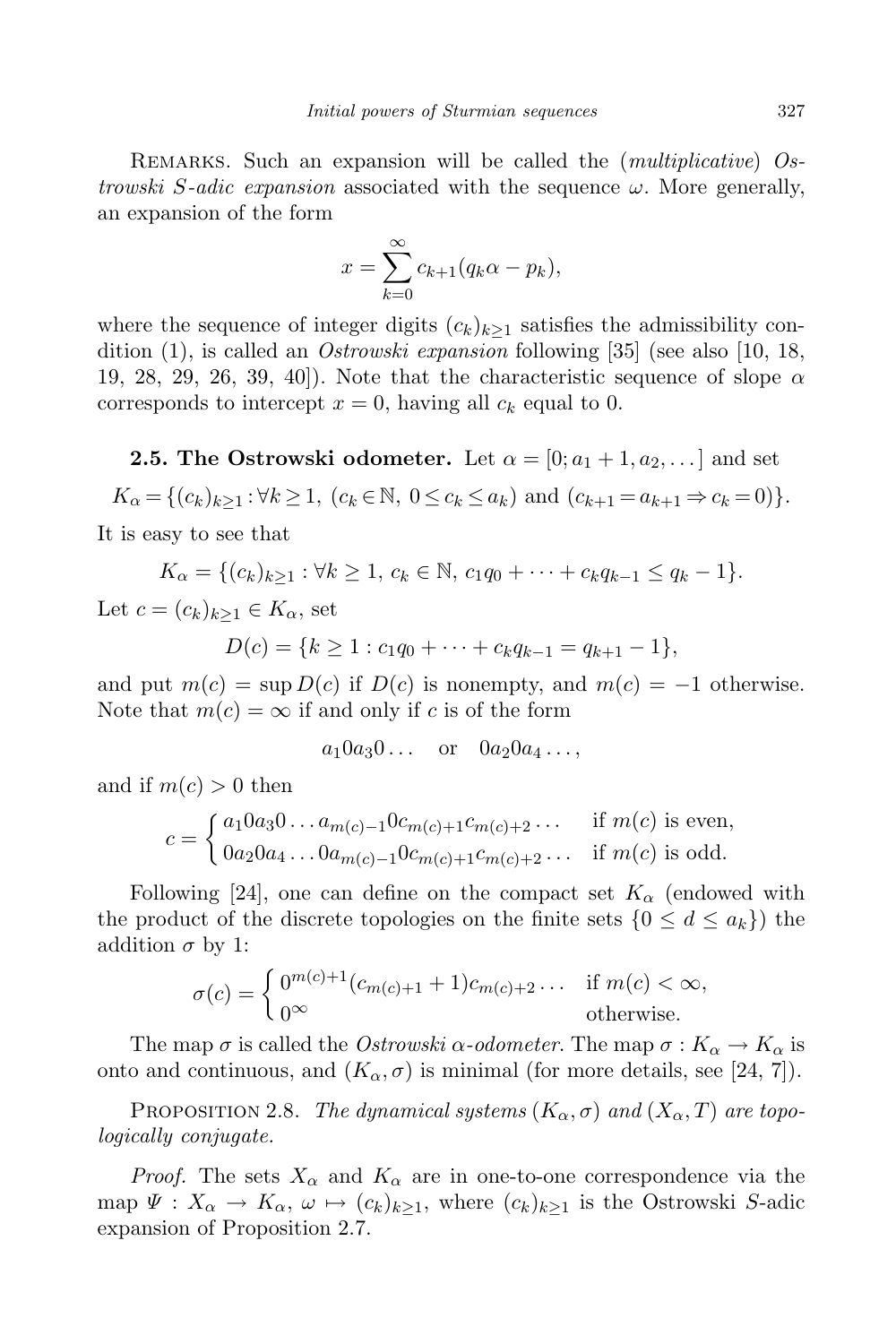Remarks. Such an expansion will be called the (*multiplicative*) *Ostrowski S-adic expansion* associated with the sequence $\omega$. More generally, an expansion of the form

$$x = \sum_{k=0}^{\infty} c_{k+1}(q_k\alpha - p_k),$$

where the sequence of integer digits $(c_k)_{k\geq 1}$ satisfies the admissibility condition (1), is called an *Ostrowski expansion* following [35] (see also [10, 18, 19, 28, 29, 26, 39, 40]). Note that the characteristic sequence of slope $\alpha$ corresponds to intercept $x = 0$, having all $c_k$ equal to 0.

**2.5. The Ostrowski odometer.** Let $\alpha = [0; a_1 + 1, a_2, \dots]$ and set

$$K_\alpha = \{(c_k)_{k\geq 1} : \forall k \geq 1,\ (c_k \in \mathbb{N},\ 0 \leq c_k \leq a_k) \text{ and } (c_{k+1} = a_{k+1} \Rightarrow c_k = 0)\}.$$

It is easy to see that

$$K_\alpha = \{(c_k)_{k\geq 1} : \forall k \geq 1,\ c_k \in \mathbb{N},\ c_1 q_0 + \dots + c_k q_{k-1} \leq q_k - 1\}.$$

Let $c = (c_k)_{k\geq 1} \in K_\alpha$, set

$$D(c) = \{k \geq 1 : c_1 q_0 + \dots + c_k q_{k-1} = q_{k+1} - 1\},$$

and put $m(c) = \sup D(c)$ if $D(c)$ is nonempty, and $m(c) = -1$ otherwise. Note that $m(c) = \infty$ if and only if $c$ is of the form

$$a_1 0 a_3 0 \dots \quad \text{or} \quad 0 a_2 0 a_4 \dots,$$

and if $m(c) > 0$ then

$$c = \begin{cases} a_1 0 a_3 0 \dots a_{m(c)-1} 0 c_{m(c)+1} c_{m(c)+2} \dots & \text{if } m(c) \text{ is even,} \\ 0 a_2 0 a_4 \dots 0 a_{m(c)-1} 0 c_{m(c)+1} c_{m(c)+2} \dots & \text{if } m(c) \text{ is odd.} \end{cases}$$

Following [24], one can define on the compact set $K_\alpha$ (endowed with the product of the discrete topologies on the finite sets $\{0 \leq d \leq a_k\}$) the addition $\sigma$ by 1:

$$\sigma(c) = \begin{cases} 0^{m(c)+1}(c_{m(c)+1} + 1) c_{m(c)+2} \dots & \text{if } m(c) < \infty, \\ 0^\infty & \text{otherwise.} \end{cases}$$

The map $\sigma$ is called the *Ostrowski $\alpha$-odometer*. The map $\sigma : K_\alpha \to K_\alpha$ is onto and continuous, and $(K_\alpha, \sigma)$ is minimal (for more details, see [24, 7]).

Proposition 2.8. *The dynamical systems $(K_\alpha, \sigma)$ and $(X_\alpha, T)$ are topologically conjugate.*

*Proof.* The sets $X_\alpha$ and $K_\alpha$ are in one-to-one correspondence via the map $\Psi : X_\alpha \to K_\alpha$, $\omega \mapsto (c_k)_{k\geq 1}$, where $(c_k)_{k\geq 1}$ is the Ostrowski $S$-adic expansion of Proposition 2.7.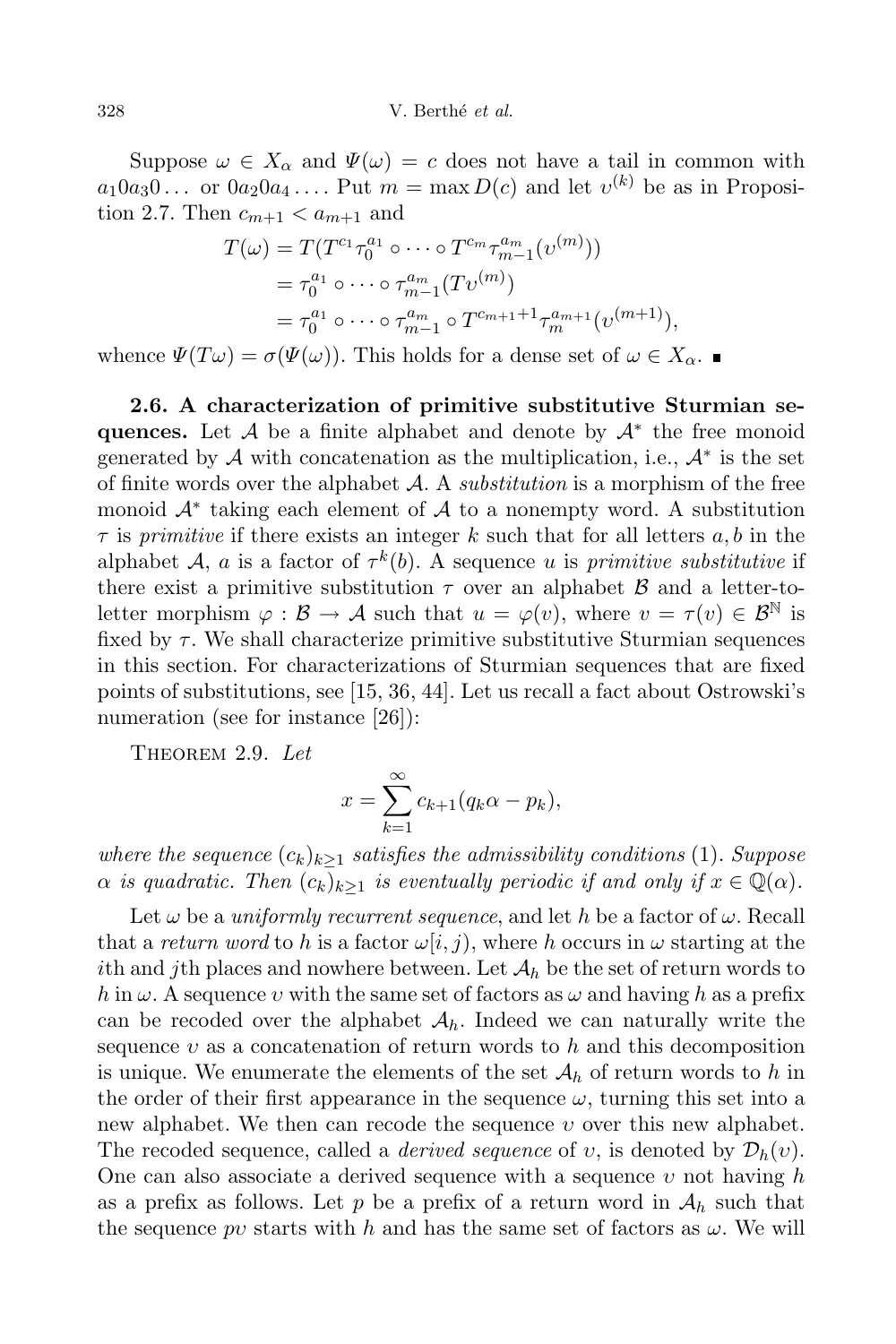Suppose $\omega \in X_\alpha$ and $\Psi(\omega) = c$ does not have a tail in common with $a_1 0 a_3 0 \ldots$ or $0 a_2 0 a_4 \ldots$. Put $m = \max D(c)$ and let $\upsilon^{(k)}$ be as in Proposition 2.7. Then $c_{m+1} < a_{m+1}$ and

$$
\begin{aligned}
T(\omega) &= T(T^{c_1}\tau_0^{a_1} \circ \cdots \circ T^{c_m}\tau_{m-1}^{a_m}(\upsilon^{(m)})) \\
&= \tau_0^{a_1} \circ \cdots \circ \tau_{m-1}^{a_m}(T\upsilon^{(m)}) \\
&= \tau_0^{a_1} \circ \cdots \circ \tau_{m-1}^{a_m} \circ T^{c_{m+1}+1}\tau_m^{a_{m+1}}(\upsilon^{(m+1)}),
\end{aligned}
$$

whence $\Psi(T\omega) = \sigma(\Psi(\omega))$. This holds for a dense set of $\omega \in X_\alpha$. ∎

**2.6. A characterization of primitive substitutive Sturmian sequences.** Let $\mathcal{A}$ be a finite alphabet and denote by $\mathcal{A}^*$ the free monoid generated by $\mathcal{A}$ with concatenation as the multiplication, i.e., $\mathcal{A}^*$ is the set of finite words over the alphabet $\mathcal{A}$. A *substitution* is a morphism of the free monoid $\mathcal{A}^*$ taking each element of $\mathcal{A}$ to a nonempty word. A substitution $\tau$ is *primitive* if there exists an integer $k$ such that for all letters $a, b$ in the alphabet $\mathcal{A}$, $a$ is a factor of $\tau^k(b)$. A sequence $u$ is *primitive substitutive* if there exist a primitive substitution $\tau$ over an alphabet $\mathcal{B}$ and a letter-to-letter morphism $\varphi : \mathcal{B} \to \mathcal{A}$ such that $u = \varphi(v)$, where $v = \tau(v) \in \mathcal{B}^{\mathbb{N}}$ is fixed by $\tau$. We shall characterize primitive substitutive Sturmian sequences in this section. For characterizations of Sturmian sequences that are fixed points of substitutions, see [15, 36, 44]. Let us recall a fact about Ostrowski's numeration (see for instance [26]):

Theorem 2.9. *Let*

$$
x = \sum_{k=1}^{\infty} c_{k+1}(q_k\alpha - p_k),
$$

*where the sequence* $(c_k)_{k\ge1}$ *satisfies the admissibility conditions* (1). *Suppose* $\alpha$ *is quadratic. Then* $(c_k)_{k\ge1}$ *is eventually periodic if and only if* $x \in \mathbb{Q}(\alpha)$.

Let $\omega$ be a *uniformly recurrent sequence*, and let $h$ be a factor of $\omega$. Recall that a *return word* to $h$ is a factor $\omega[i, j)$, where $h$ occurs in $\omega$ starting at the $i$th and $j$th places and nowhere between. Let $\mathcal{A}_h$ be the set of return words to $h$ in $\omega$. A sequence $\upsilon$ with the same set of factors as $\omega$ and having $h$ as a prefix can be recoded over the alphabet $\mathcal{A}_h$. Indeed we can naturally write the sequence $\upsilon$ as a concatenation of return words to $h$ and this decomposition is unique. We enumerate the elements of the set $\mathcal{A}_h$ of return words to $h$ in the order of their first appearance in the sequence $\omega$, turning this set into a new alphabet. We then can recode the sequence $\upsilon$ over this new alphabet. The recoded sequence, called a *derived sequence* of $\upsilon$, is denoted by $\mathcal{D}_h(\upsilon)$. One can also associate a derived sequence with a sequence $\upsilon$ not having $h$ as a prefix as follows. Let $p$ be a prefix of a return word in $\mathcal{A}_h$ such that the sequence $p\upsilon$ starts with $h$ and has the same set of factors as $\omega$. We will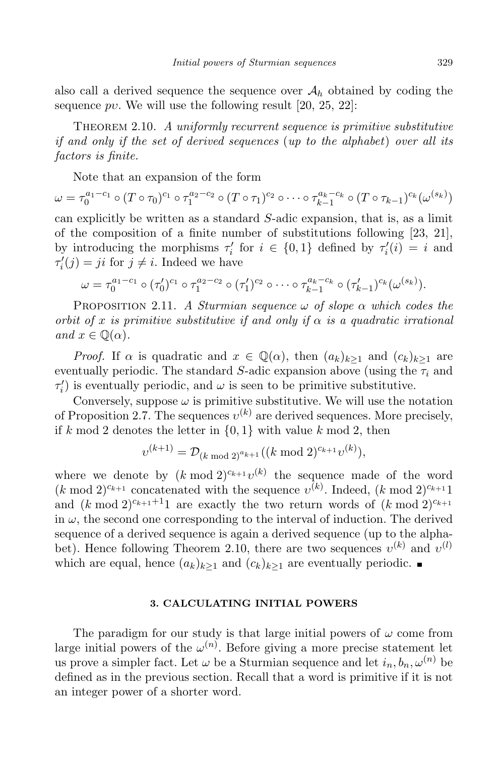also call a derived sequence the sequence over $\mathcal{A}_h$ obtained by coding the sequence $pv$. We will use the following result [20, 25, 22]:

Theorem 2.10. *A uniformly recurrent sequence is primitive substitutive if and only if the set of derived sequences* (*up to the alphabet*) *over all its factors is finite.*

Note that an expansion of the form

$$\omega = \tau_0^{a_1-c_1} \circ (T \circ \tau_0)^{c_1} \circ \tau_1^{a_2-c_2} \circ (T \circ \tau_1)^{c_2} \circ \cdots \circ \tau_{k-1}^{a_k-c_k} \circ (T \circ \tau_{k-1})^{c_k}(\omega^{(s_k)})$$

can explicitly be written as a standard $S$-adic expansion, that is, as a limit of the composition of a finite number of substitutions following [23, 21], by introducing the morphisms $\tau_i'$ for $i \in \{0,1\}$ defined by $\tau_i'(i) = i$ and $\tau_i'(j) = ji$ for $j \neq i$. Indeed we have

$$\omega = \tau_0^{a_1-c_1} \circ (\tau_0')^{c_1} \circ \tau_1^{a_2-c_2} \circ (\tau_1')^{c_2} \circ \cdots \circ \tau_{k-1}^{a_k-c_k} \circ (\tau_{k-1}')^{c_k}(\omega^{(s_k)}).$$

Proposition 2.11. *A Sturmian sequence $\omega$ of slope $\alpha$ which codes the orbit of $x$ is primitive substitutive if and only if $\alpha$ is a quadratic irrational and $x \in \mathbb{Q}(\alpha)$.*

*Proof.* If $\alpha$ is quadratic and $x \in \mathbb{Q}(\alpha)$, then $(a_k)_{k\geq 1}$ and $(c_k)_{k\geq 1}$ are eventually periodic. The standard $S$-adic expansion above (using the $\tau_i$ and $\tau_i'$) is eventually periodic, and $\omega$ is seen to be primitive substitutive.

Conversely, suppose $\omega$ is primitive substitutive. We will use the notation of Proposition 2.7. The sequences $\upsilon^{(k)}$ are derived sequences. More precisely, if $k \bmod 2$ denotes the letter in $\{0,1\}$ with value $k \bmod 2$, then

$$\upsilon^{(k+1)} = \mathcal{D}_{(k \bmod 2)^{a_{k+1}}}((k \bmod 2)^{c_{k+1}}\upsilon^{(k)}),$$

where we denote by $(k \bmod 2)^{c_{k+1}}\upsilon^{(k)}$ the sequence made of the word $(k \bmod 2)^{c_{k+1}}$ concatenated with the sequence $\upsilon^{(k)}$. Indeed, $(k \bmod 2)^{c_{k+1}}1$ and $(k \bmod 2)^{c_{k+1}+1}1$ are exactly the two return words of $(k \bmod 2)^{c_{k+1}}$ in $\omega$, the second one corresponding to the interval of induction. The derived sequence of a derived sequence is again a derived sequence (up to the alphabet). Hence following Theorem 2.10, there are two sequences $\upsilon^{(k)}$ and $\upsilon^{(l)}$ which are equal, hence $(a_k)_{k\geq 1}$ and $(c_k)_{k\geq 1}$ are eventually periodic. ∎

## 3. CALCULATING INITIAL POWERS

The paradigm for our study is that large initial powers of $\omega$ come from large initial powers of the $\omega^{(n)}$. Before giving a more precise statement let us prove a simpler fact. Let $\omega$ be a Sturmian sequence and let $i_n, b_n, \omega^{(n)}$ be defined as in the previous section. Recall that a word is primitive if it is not an integer power of a shorter word.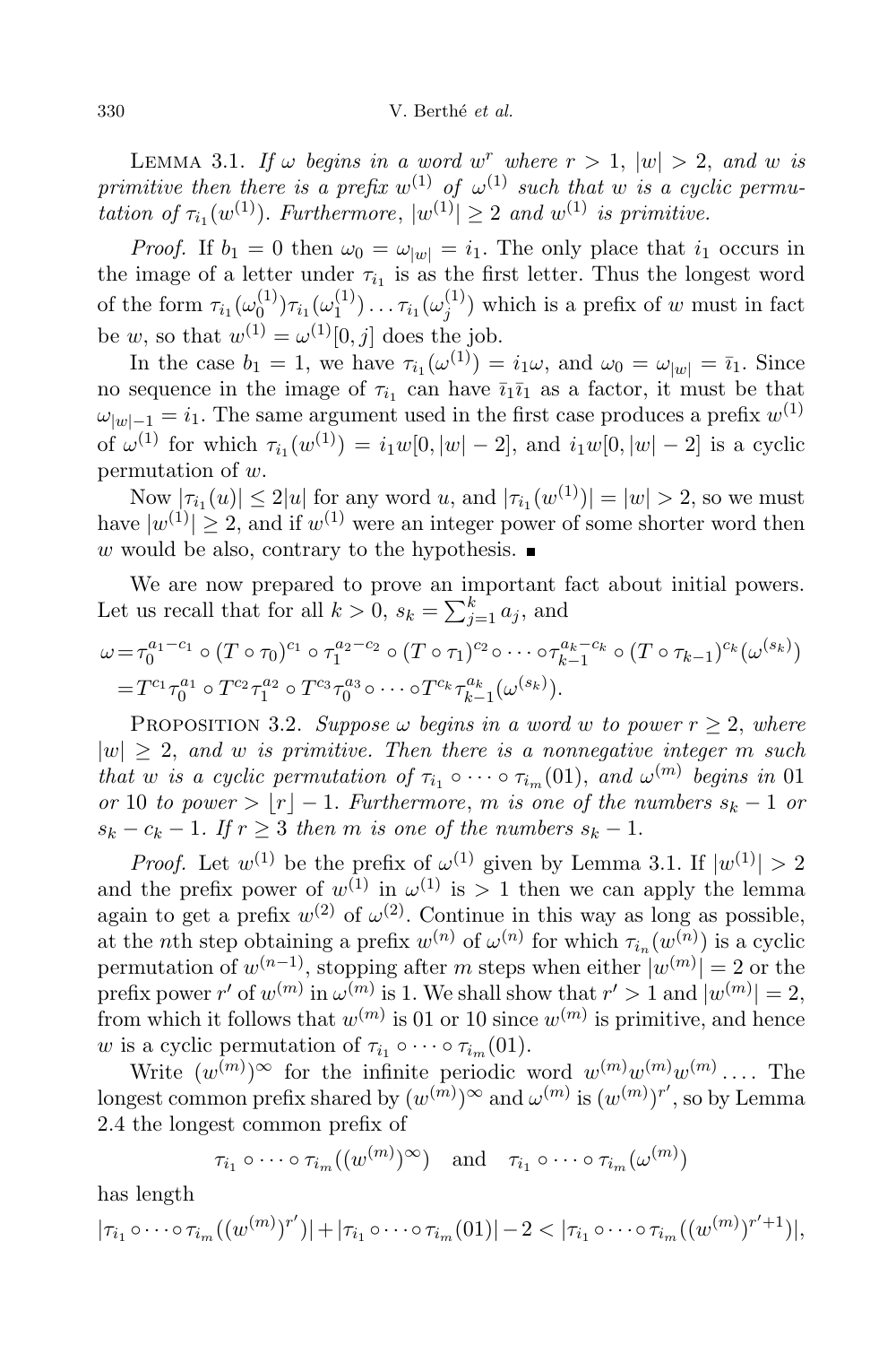LEMMA 3.1. *If $\omega$ begins in a word $w^r$ where $r > 1$, $|w| > 2$, and $w$ is primitive then there is a prefix $w^{(1)}$ of $\omega^{(1)}$ such that $w$ is a cyclic permutation of $\tau_{i_1}(w^{(1)})$. Furthermore, $|w^{(1)}| \geq 2$ and $w^{(1)}$ is primitive.*

*Proof.* If $b_1 = 0$ then $\omega_0 = \omega_{|w|} = i_1$. The only place that $i_1$ occurs in the image of a letter under $\tau_{i_1}$ is as the first letter. Thus the longest word of the form $\tau_{i_1}(\omega_0^{(1)})\tau_{i_1}(\omega_1^{(1)})\ldots\tau_{i_1}(\omega_j^{(1)})$ which is a prefix of $w$ must in fact be $w$, so that $w^{(1)} = \omega^{(1)}[0,j]$ does the job.

In the case $b_1 = 1$, we have $\tau_{i_1}(\omega^{(1)}) = i_1\omega$, and $\omega_0 = \omega_{|w|} = \bar{\imath}_1$. Since no sequence in the image of $\tau_{i_1}$ can have $\bar{\imath}_1\bar{\imath}_1$ as a factor, it must be that $\omega_{|w|-1} = i_1$. The same argument used in the first case produces a prefix $w^{(1)}$ of $\omega^{(1)}$ for which $\tau_{i_1}(w^{(1)}) = i_1 w[0, |w|-2]$, and $i_1 w[0, |w|-2]$ is a cyclic permutation of $w$.

Now $|\tau_{i_1}(u)| \leq 2|u|$ for any word $u$, and $|\tau_{i_1}(w^{(1)})| = |w| > 2$, so we must have $|w^{(1)}| \geq 2$, and if $w^{(1)}$ were an integer power of some shorter word then $w$ would be also, contrary to the hypothesis. ∎

We are now prepared to prove an important fact about initial powers. Let us recall that for all $k > 0$, $s_k = \sum_{j=1}^{k} a_j$, and

$$\begin{aligned}\omega &= \tau_0^{a_1 - c_1} \circ (T \circ \tau_0)^{c_1} \circ \tau_1^{a_2 - c_2} \circ (T \circ \tau_1)^{c_2} \circ \cdots \circ \tau_{k-1}^{a_k - c_k} \circ (T \circ \tau_{k-1})^{c_k}(\omega^{(s_k)}) \\ &= T^{c_1}\tau_0^{a_1} \circ T^{c_2}\tau_1^{a_2} \circ T^{c_3}\tau_0^{a_3} \circ \cdots \circ T^{c_k}\tau_{k-1}^{a_k}(\omega^{(s_k)}).\end{aligned}$$

PROPOSITION 3.2. *Suppose $\omega$ begins in a word $w$ to power $r \geq 2$, where $|w| \geq 2$, and $w$ is primitive. Then there is a nonnegative integer $m$ such that $w$ is a cyclic permutation of $\tau_{i_1} \circ \cdots \circ \tau_{i_m}(01)$, and $\omega^{(m)}$ begins in $01$ or $10$ to power $> \lfloor r \rfloor - 1$. Furthermore, $m$ is one of the numbers $s_k - 1$ or $s_k - c_k - 1$. If $r \geq 3$ then $m$ is one of the numbers $s_k - 1$.*

*Proof.* Let $w^{(1)}$ be the prefix of $\omega^{(1)}$ given by Lemma 3.1. If $|w^{(1)}| > 2$ and the prefix power of $w^{(1)}$ in $\omega^{(1)}$ is $> 1$ then we can apply the lemma again to get a prefix $w^{(2)}$ of $\omega^{(2)}$. Continue in this way as long as possible, at the $n$th step obtaining a prefix $w^{(n)}$ of $\omega^{(n)}$ for which $\tau_{i_n}(w^{(n)})$ is a cyclic permutation of $w^{(n-1)}$, stopping after $m$ steps when either $|w^{(m)}| = 2$ or the prefix power $r'$ of $w^{(m)}$ in $\omega^{(m)}$ is 1. We shall show that $r' > 1$ and $|w^{(m)}| = 2$, from which it follows that $w^{(m)}$ is $01$ or $10$ since $w^{(m)}$ is primitive, and hence $w$ is a cyclic permutation of $\tau_{i_1} \circ \cdots \circ \tau_{i_m}(01)$.

Write $(w^{(m)})^\infty$ for the infinite periodic word $w^{(m)}w^{(m)}w^{(m)}\ldots$. The longest common prefix shared by $(w^{(m)})^\infty$ and $\omega^{(m)}$ is $(w^{(m)})^{r'}$, so by Lemma 2.4 the longest common prefix of

$$\tau_{i_1} \circ \cdots \circ \tau_{i_m}((w^{(m)})^\infty) \quad \text{and} \quad \tau_{i_1} \circ \cdots \circ \tau_{i_m}(\omega^{(m)})$$

has length

$$|\tau_{i_1} \circ \cdots \circ \tau_{i_m}((w^{(m)})^{r'})| + |\tau_{i_1} \circ \cdots \circ \tau_{i_m}(01)| - 2 < |\tau_{i_1} \circ \cdots \circ \tau_{i_m}((w^{(m)})^{r'+1})|,$$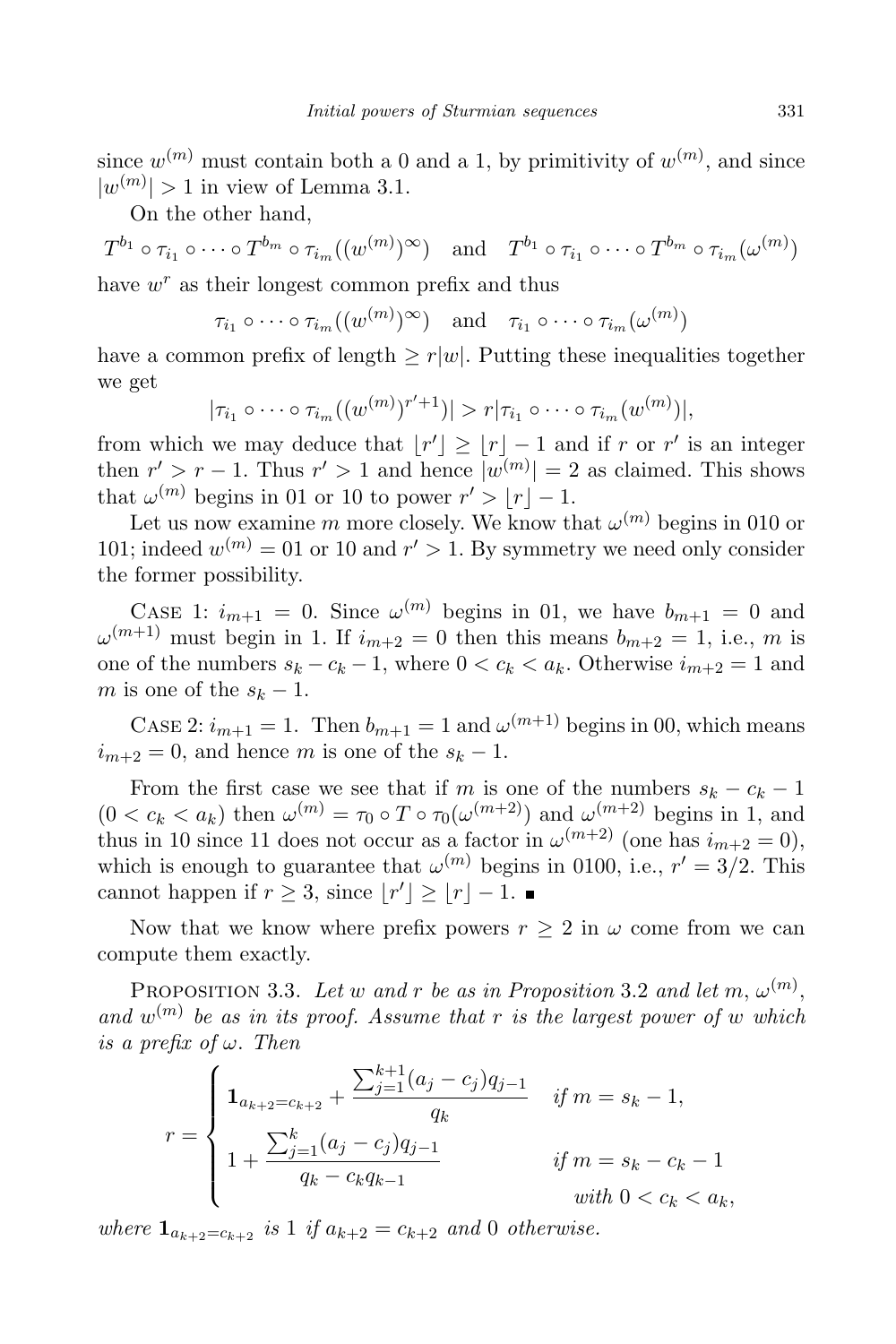since $w^{(m)}$ must contain both a 0 and a 1, by primitivity of $w^{(m)}$, and since $|w^{(m)}| > 1$ in view of Lemma 3.1.

On the other hand,

$$T^{b_1} \circ \tau_{i_1} \circ \cdots \circ T^{b_m} \circ \tau_{i_m}((w^{(m)})^\infty) \quad \text{and} \quad T^{b_1} \circ \tau_{i_1} \circ \cdots \circ T^{b_m} \circ \tau_{i_m}(\omega^{(m)})$$

have $w^r$ as their longest common prefix and thus

$$\tau_{i_1} \circ \cdots \circ \tau_{i_m}((w^{(m)})^\infty) \quad \text{and} \quad \tau_{i_1} \circ \cdots \circ \tau_{i_m}(\omega^{(m)})$$

have a common prefix of length $\geq r|w|$. Putting these inequalities together we get

$$|\tau_{i_1} \circ \cdots \circ \tau_{i_m}((w^{(m)})^{r'+1})| > r|\tau_{i_1} \circ \cdots \circ \tau_{i_m}(w^{(m)})|,$$

from which we may deduce that $\lfloor r' \rfloor \geq \lfloor r \rfloor - 1$ and if $r$ or $r'$ is an integer then $r' > r - 1$. Thus $r' > 1$ and hence $|w^{(m)}| = 2$ as claimed. This shows that $\omega^{(m)}$ begins in 01 or 10 to power $r' > \lfloor r \rfloor - 1$.

Let us now examine $m$ more closely. We know that $\omega^{(m)}$ begins in 010 or 101; indeed $w^{(m)} = 01$ or 10 and $r' > 1$. By symmetry we need only consider the former possibility.

Case 1: $i_{m+1} = 0$. Since $\omega^{(m)}$ begins in 01, we have $b_{m+1} = 0$ and $\omega^{(m+1)}$ must begin in 1. If $i_{m+2} = 0$ then this means $b_{m+2} = 1$, i.e., $m$ is one of the numbers $s_k - c_k - 1$, where $0 < c_k < a_k$. Otherwise $i_{m+2} = 1$ and $m$ is one of the $s_k - 1$.

Case 2: $i_{m+1} = 1$. Then $b_{m+1} = 1$ and $\omega^{(m+1)}$ begins in 00, which means $i_{m+2} = 0$, and hence $m$ is one of the $s_k - 1$.

From the first case we see that if $m$ is one of the numbers $s_k - c_k - 1$ $(0 < c_k < a_k)$ then $\omega^{(m)} = \tau_0 \circ T \circ \tau_0(\omega^{(m+2)})$ and $\omega^{(m+2)}$ begins in 1, and thus in 10 since 11 does not occur as a factor in $\omega^{(m+2)}$ (one has $i_{m+2} = 0$), which is enough to guarantee that $\omega^{(m)}$ begins in 0100, i.e., $r' = 3/2$. This cannot happen if $r \geq 3$, since $\lfloor r' \rfloor \geq \lfloor r \rfloor - 1$. ∎

Now that we know where prefix powers $r \geq 2$ in $\omega$ come from we can compute them exactly.

Proposition 3.3. *Let $w$ and $r$ be as in Proposition 3.2 and let $m$, $\omega^{(m)}$, and $w^{(m)}$ be as in its proof. Assume that $r$ is the largest power of $w$ which is a prefix of $\omega$. Then*

$$r = \begin{cases} \mathbf{1}_{a_{k+2}=c_{k+2}} + \dfrac{\sum_{j=1}^{k+1}(a_j - c_j)q_{j-1}}{q_k} & \text{if } m = s_k - 1, \\[2ex] 1 + \dfrac{\sum_{j=1}^{k}(a_j - c_j)q_{j-1}}{q_k - c_k q_{k-1}} & \text{if } m = s_k - c_k - 1 \\ & \quad \text{with } 0 < c_k < a_k, \end{cases}$$

*where $\mathbf{1}_{a_{k+2}=c_{k+2}}$ is 1 if $a_{k+2} = c_{k+2}$ and 0 otherwise.*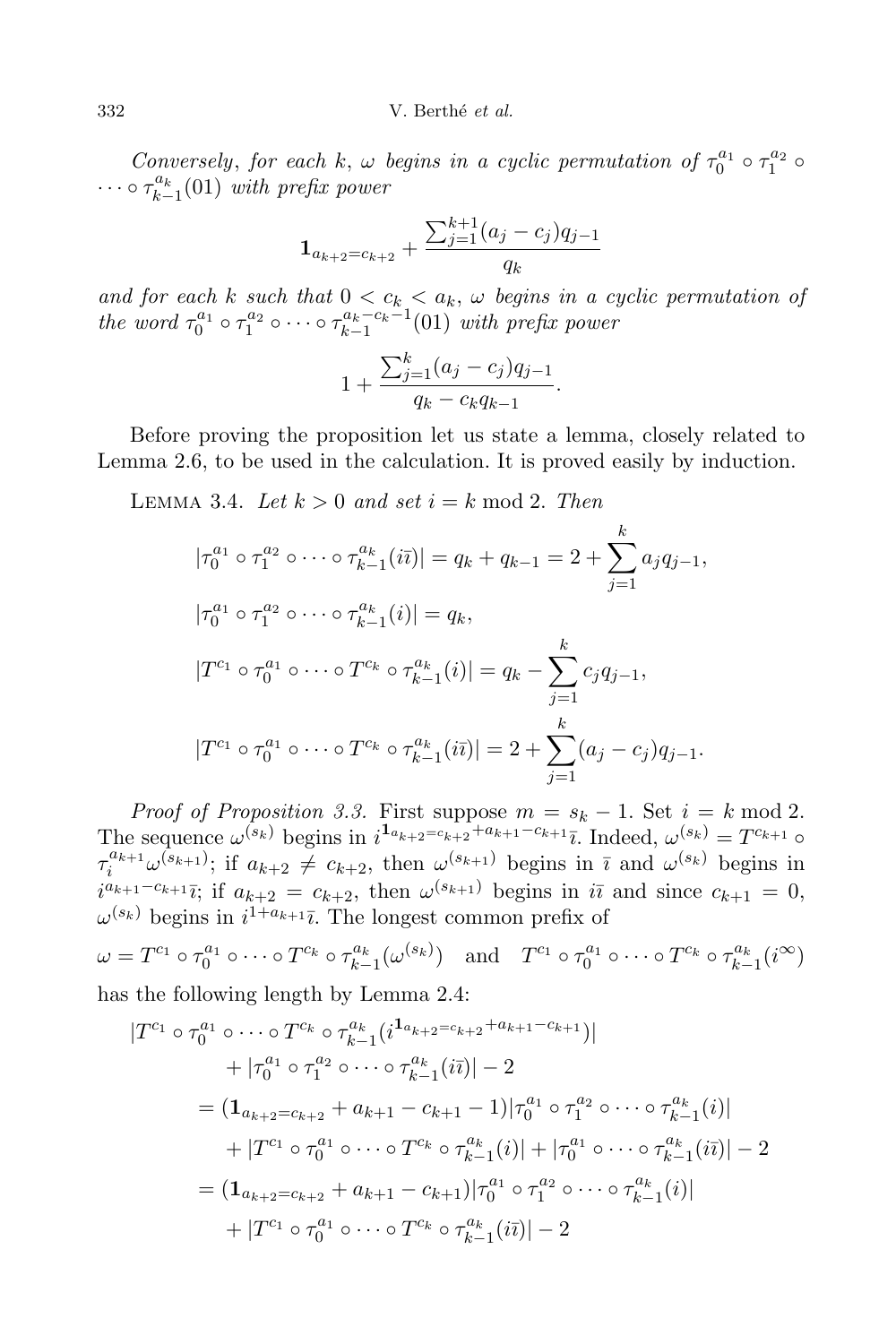*Conversely*, *for each* $k$, $\omega$ *begins in a cyclic permutation of* $\tau_0^{a_1} \circ \tau_1^{a_2} \circ \cdots \circ \tau_{k-1}^{a_k}(01)$ *with prefix power*

$$\mathbf{1}_{a_{k+2}=c_{k+2}} + \frac{\sum_{j=1}^{k+1}(a_j - c_j)q_{j-1}}{q_k}$$

*and for each* $k$ *such that* $0 < c_k < a_k$, $\omega$ *begins in a cyclic permutation of the word* $\tau_0^{a_1} \circ \tau_1^{a_2} \circ \cdots \circ \tau_{k-1}^{a_k - c_k - 1}(01)$ *with prefix power*

$$1 + \frac{\sum_{j=1}^{k}(a_j - c_j)q_{j-1}}{q_k - c_k q_{k-1}}.$$

Before proving the proposition let us state a lemma, closely related to Lemma 2.6, to be used in the calculation. It is proved easily by induction.

Lemma 3.4. *Let* $k > 0$ *and set* $i = k \bmod 2$. *Then*

$$|\tau_0^{a_1} \circ \tau_1^{a_2} \circ \cdots \circ \tau_{k-1}^{a_k}(i\bar{\imath})| = q_k + q_{k-1} = 2 + \sum_{j=1}^{k} a_j q_{j-1},$$

$$|\tau_0^{a_1} \circ \tau_1^{a_2} \circ \cdots \circ \tau_{k-1}^{a_k}(i)| = q_k,$$

$$|T^{c_1} \circ \tau_0^{a_1} \circ \cdots \circ T^{c_k} \circ \tau_{k-1}^{a_k}(i)| = q_k - \sum_{j=1}^{k} c_j q_{j-1},$$

$$|T^{c_1} \circ \tau_0^{a_1} \circ \cdots \circ T^{c_k} \circ \tau_{k-1}^{a_k}(i\bar{\imath})| = 2 + \sum_{j=1}^{k}(a_j - c_j)q_{j-1}.$$

*Proof of Proposition 3.3.* First suppose $m = s_k - 1$. Set $i = k \bmod 2$. The sequence $\omega^{(s_k)}$ begins in $i^{\mathbf{1}_{a_{k+2}=c_{k+2}} + a_{k+1} - c_{k+1}}\bar{\imath}$. Indeed, $\omega^{(s_k)} = T^{c_{k+1}} \circ \tau_i^{a_{k+1}} \omega^{(s_{k+1})}$; if $a_{k+2} \neq c_{k+2}$, then $\omega^{(s_{k+1})}$ begins in $\bar{\imath}$ and $\omega^{(s_k)}$ begins in $i^{a_{k+1} - c_{k+1}}\bar{\imath}$; if $a_{k+2} = c_{k+2}$, then $\omega^{(s_{k+1})}$ begins in $i\bar{\imath}$ and since $c_{k+1} = 0$, $\omega^{(s_k)}$ begins in $i^{1+a_{k+1}}\bar{\imath}$. The longest common prefix of

$$\omega = T^{c_1} \circ \tau_0^{a_1} \circ \cdots \circ T^{c_k} \circ \tau_{k-1}^{a_k}(\omega^{(s_k)}) \quad \text{and} \quad T^{c_1} \circ \tau_0^{a_1} \circ \cdots \circ T^{c_k} \circ \tau_{k-1}^{a_k}(i^\infty)$$

has the following length by Lemma 2.4:

$$\begin{aligned}
&|T^{c_1} \circ \tau_0^{a_1} \circ \cdots \circ T^{c_k} \circ \tau_{k-1}^{a_k}(i^{\mathbf{1}_{a_{k+2}=c_{k+2}} + a_{k+1} - c_{k+1}})| \\
&\qquad + |\tau_0^{a_1} \circ \tau_1^{a_2} \circ \cdots \circ \tau_{k-1}^{a_k}(i\bar{\imath})| - 2 \\
&\quad = (\mathbf{1}_{a_{k+2}=c_{k+2}} + a_{k+1} - c_{k+1} - 1)|\tau_0^{a_1} \circ \tau_1^{a_2} \circ \cdots \circ \tau_{k-1}^{a_k}(i)| \\
&\qquad + |T^{c_1} \circ \tau_0^{a_1} \circ \cdots \circ T^{c_k} \circ \tau_{k-1}^{a_k}(i)| + |\tau_0^{a_1} \circ \cdots \circ \tau_{k-1}^{a_k}(i\bar{\imath})| - 2 \\
&\quad = (\mathbf{1}_{a_{k+2}=c_{k+2}} + a_{k+1} - c_{k+1})|\tau_0^{a_1} \circ \tau_1^{a_2} \circ \cdots \circ \tau_{k-1}^{a_k}(i)| \\
&\qquad + |T^{c_1} \circ \tau_0^{a_1} \circ \cdots \circ T^{c_k} \circ \tau_{k-1}^{a_k}(i\bar{\imath})| - 2
\end{aligned}$$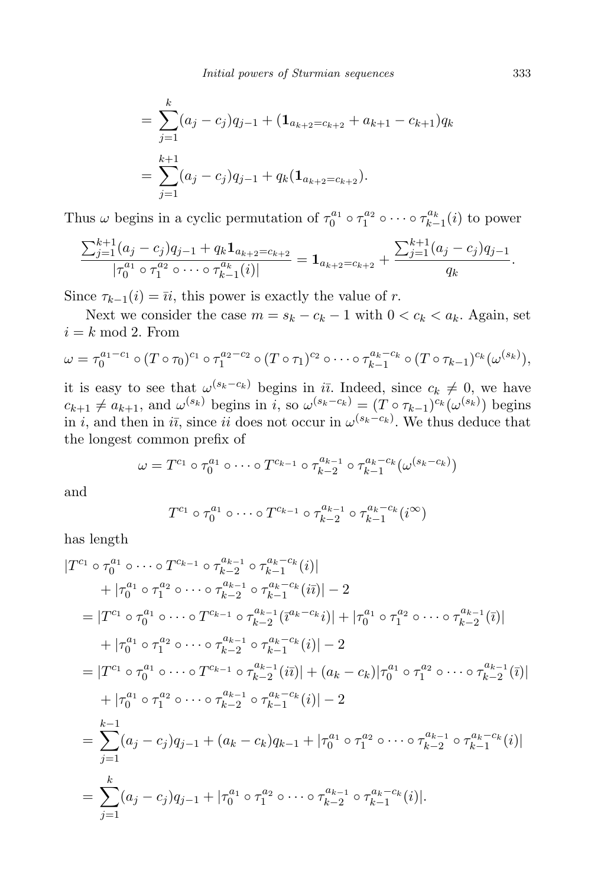$$= \sum_{j=1}^{k}(a_j - c_j)q_{j-1} + (\mathbf{1}_{a_{k+2}=c_{k+2}} + a_{k+1} - c_{k+1})q_k$$

$$= \sum_{j=1}^{k+1}(a_j - c_j)q_{j-1} + q_k(\mathbf{1}_{a_{k+2}=c_{k+2}}).$$

Thus $\omega$ begins in a cyclic permutation of $\tau_0^{a_1} \circ \tau_1^{a_2} \circ \cdots \circ \tau_{k-1}^{a_k}(i)$ to power

$$\frac{\sum_{j=1}^{k+1}(a_j - c_j)q_{j-1} + q_k \mathbf{1}_{a_{k+2}=c_{k+2}}}{|\tau_0^{a_1} \circ \tau_1^{a_2} \circ \cdots \circ \tau_{k-1}^{a_k}(i)|} = \mathbf{1}_{a_{k+2}=c_{k+2}} + \frac{\sum_{j=1}^{k+1}(a_j - c_j)q_{j-1}}{q_k}.$$

Since $\tau_{k-1}(i) = \bar{\imath}i$, this power is exactly the value of $r$.

Next we consider the case $m = s_k - c_k - 1$ with $0 < c_k < a_k$. Again, set $i = k \bmod 2$. From

$$\omega = \tau_0^{a_1-c_1} \circ (T \circ \tau_0)^{c_1} \circ \tau_1^{a_2-c_2} \circ (T \circ \tau_1)^{c_2} \circ \cdots \circ \tau_{k-1}^{a_k-c_k} \circ (T \circ \tau_{k-1})^{c_k}(\omega^{(s_k)}),$$

it is easy to see that $\omega^{(s_k-c_k)}$ begins in $i\bar{\imath}$. Indeed, since $c_k \neq 0$, we have $c_{k+1} \neq a_{k+1}$, and $\omega^{(s_k)}$ begins in $i$, so $\omega^{(s_k-c_k)} = (T \circ \tau_{k-1})^{c_k}(\omega^{(s_k)})$ begins in $i$, and then in $i\bar{\imath}$, since $ii$ does not occur in $\omega^{(s_k-c_k)}$. We thus deduce that the longest common prefix of

$$\omega = T^{c_1} \circ \tau_0^{a_1} \circ \cdots \circ T^{c_{k-1}} \circ \tau_{k-2}^{a_{k-1}} \circ \tau_{k-1}^{a_k-c_k}(\omega^{(s_k-c_k)})$$

and

$$T^{c_1} \circ \tau_0^{a_1} \circ \cdots \circ T^{c_{k-1}} \circ \tau_{k-2}^{a_{k-1}} \circ \tau_{k-1}^{a_k-c_k}(i^\infty)$$

has length

$$\begin{aligned}
&|T^{c_1} \circ \tau_0^{a_1} \circ \cdots \circ T^{c_{k-1}} \circ \tau_{k-2}^{a_{k-1}} \circ \tau_{k-1}^{a_k-c_k}(i)| \\
&\qquad + |\tau_0^{a_1} \circ \tau_1^{a_2} \circ \cdots \circ \tau_{k-2}^{a_{k-1}} \circ \tau_{k-1}^{a_k-c_k}(i\bar{\imath})| - 2 \\
&= |T^{c_1} \circ \tau_0^{a_1} \circ \cdots \circ T^{c_{k-1}} \circ \tau_{k-2}^{a_{k-1}}(\bar{\imath}^{a_k-c_k}i)| + |\tau_0^{a_1} \circ \tau_1^{a_2} \circ \cdots \circ \tau_{k-2}^{a_{k-1}}(\bar{\imath})| \\
&\qquad + |\tau_0^{a_1} \circ \tau_1^{a_2} \circ \cdots \circ \tau_{k-2}^{a_{k-1}} \circ \tau_{k-1}^{a_k-c_k}(i)| - 2 \\
&= |T^{c_1} \circ \tau_0^{a_1} \circ \cdots \circ T^{c_{k-1}} \circ \tau_{k-2}^{a_{k-1}}(i\bar{\imath})| + (a_k - c_k)|\tau_0^{a_1} \circ \tau_1^{a_2} \circ \cdots \circ \tau_{k-2}^{a_{k-1}}(\bar{\imath})| \\
&\qquad + |\tau_0^{a_1} \circ \tau_1^{a_2} \circ \cdots \circ \tau_{k-2}^{a_{k-1}} \circ \tau_{k-1}^{a_k-c_k}(i)| - 2 \\
&= \sum_{j=1}^{k-1}(a_j - c_j)q_{j-1} + (a_k - c_k)q_{k-1} + |\tau_0^{a_1} \circ \tau_1^{a_2} \circ \cdots \circ \tau_{k-2}^{a_{k-1}} \circ \tau_{k-1}^{a_k-c_k}(i)| \\
&= \sum_{j=1}^{k}(a_j - c_j)q_{j-1} + |\tau_0^{a_1} \circ \tau_1^{a_2} \circ \cdots \circ \tau_{k-2}^{a_{k-1}} \circ \tau_{k-1}^{a_k-c_k}(i)|.
\end{aligned}$$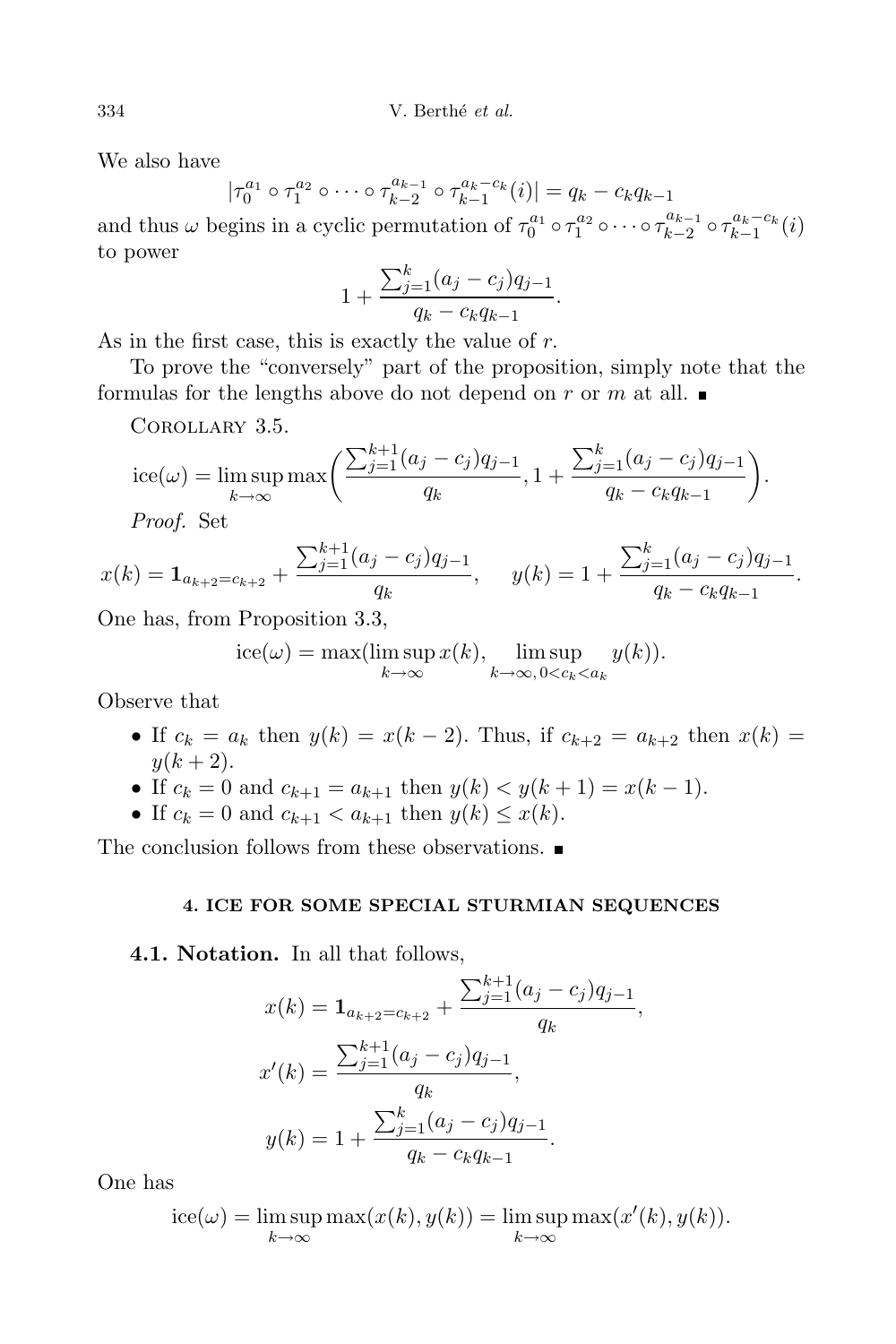We also have

$$|\tau_0^{a_1} \circ \tau_1^{a_2} \circ \cdots \circ \tau_{k-2}^{a_{k-1}} \circ \tau_{k-1}^{a_k - c_k}(i)| = q_k - c_k q_{k-1}$$

and thus $\omega$ begins in a cyclic permutation of $\tau_0^{a_1} \circ \tau_1^{a_2} \circ \cdots \circ \tau_{k-2}^{a_{k-1}} \circ \tau_{k-1}^{a_k - c_k}(i)$ to power

$$1 + \frac{\sum_{j=1}^{k}(a_j - c_j)q_{j-1}}{q_k - c_k q_{k-1}}.$$

As in the first case, this is exactly the value of $r$.

To prove the "conversely" part of the proposition, simply note that the formulas for the lengths above do not depend on $r$ or $m$ at all. ∎

Corollary 3.5.

$$\mathrm{ice}(\omega) = \limsup_{k\to\infty} \max\bigg(\frac{\sum_{j=1}^{k+1}(a_j - c_j)q_{j-1}}{q_k}, 1 + \frac{\sum_{j=1}^{k}(a_j - c_j)q_{j-1}}{q_k - c_k q_{k-1}}\bigg).$$

*Proof.* Set

$$x(k) = \mathbf{1}_{a_{k+2}=c_{k+2}} + \frac{\sum_{j=1}^{k+1}(a_j - c_j)q_{j-1}}{q_k}, \qquad y(k) = 1 + \frac{\sum_{j=1}^{k}(a_j - c_j)q_{j-1}}{q_k - c_k q_{k-1}}.$$

One has, from Proposition 3.3,

$$\mathrm{ice}(\omega) = \max(\limsup_{k\to\infty} x(k), \limsup_{k\to\infty,\, 0<c_k<a_k} y(k)).$$

Observe that

- If $c_k = a_k$ then $y(k) = x(k-2)$. Thus, if $c_{k+2} = a_{k+2}$ then $x(k) = y(k+2)$.
- If $c_k = 0$ and $c_{k+1} = a_{k+1}$ then $y(k) < y(k+1) = x(k-1)$.
- If $c_k = 0$ and $c_{k+1} < a_{k+1}$ then $y(k) \le x(k)$.

The conclusion follows from these observations. ∎

## 4. ICE FOR SOME SPECIAL STURMIAN SEQUENCES

**4.1. Notation.** In all that follows,

$$x(k) = \mathbf{1}_{a_{k+2}=c_{k+2}} + \frac{\sum_{j=1}^{k+1}(a_j - c_j)q_{j-1}}{q_k},$$

$$x'(k) = \frac{\sum_{j=1}^{k+1}(a_j - c_j)q_{j-1}}{q_k},$$

$$y(k) = 1 + \frac{\sum_{j=1}^{k}(a_j - c_j)q_{j-1}}{q_k - c_k q_{k-1}}.$$

One has

$$\mathrm{ice}(\omega) = \limsup_{k\to\infty} \max(x(k), y(k)) = \limsup_{k\to\infty} \max(x'(k), y(k)).$$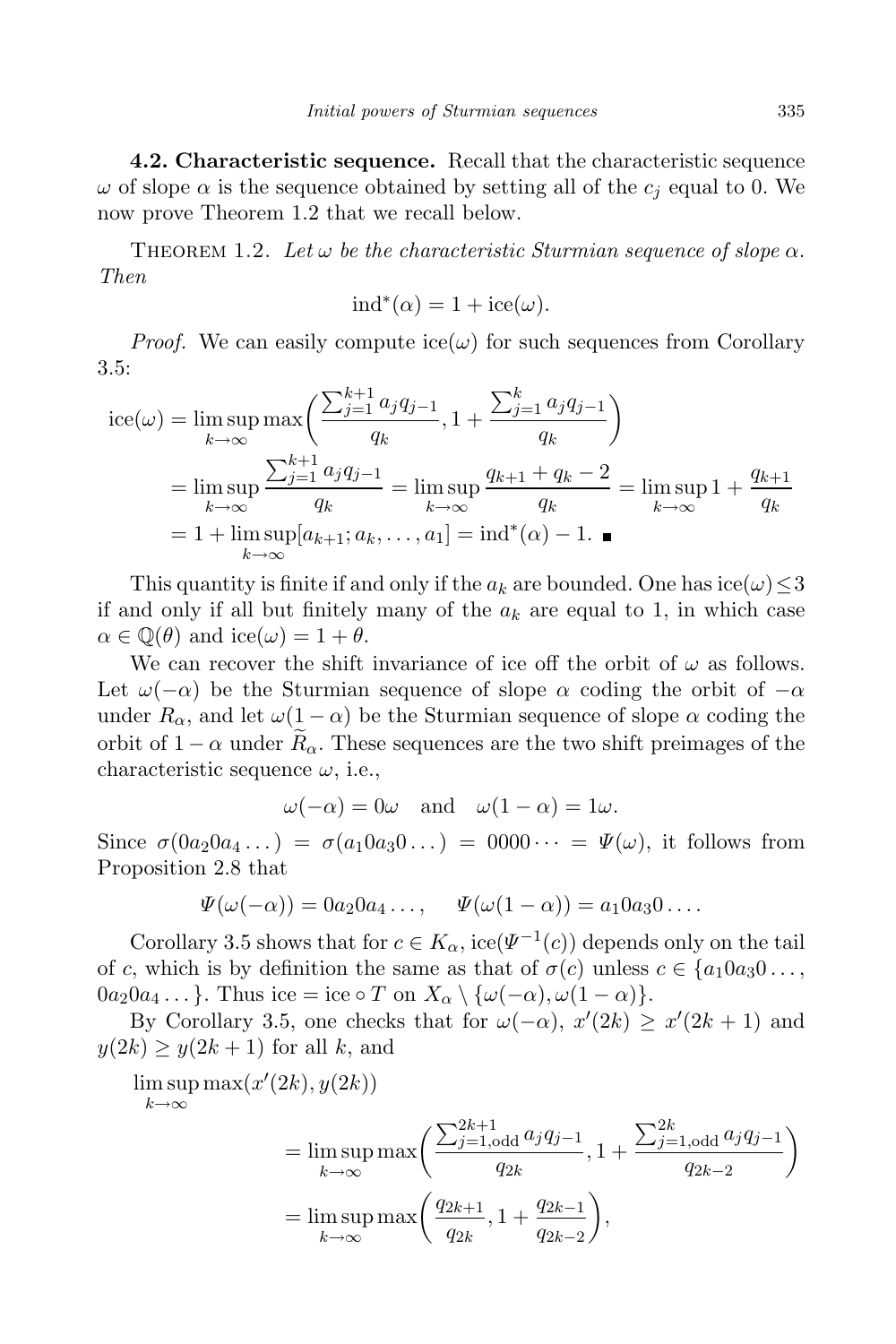**4.2. Characteristic sequence.** Recall that the characteristic sequence $\omega$ of slope $\alpha$ is the sequence obtained by setting all of the $c_j$ equal to 0. We now prove Theorem 1.2 that we recall below.

Theorem 1.2. *Let $\omega$ be the characteristic Sturmian sequence of slope $\alpha$. Then*

$$\operatorname{ind}^*(\alpha) = 1 + \operatorname{ice}(\omega).$$

*Proof.* We can easily compute $\operatorname{ice}(\omega)$ for such sequences from Corollary 3.5:

$$\begin{aligned}
\operatorname{ice}(\omega) &= \limsup_{k\to\infty} \max\bigg(\frac{\sum_{j=1}^{k+1} a_j q_{j-1}}{q_k}, 1 + \frac{\sum_{j=1}^{k} a_j q_{j-1}}{q_k}\bigg) \\
&= \limsup_{k\to\infty} \frac{\sum_{j=1}^{k+1} a_j q_{j-1}}{q_k} = \limsup_{k\to\infty} \frac{q_{k+1}+q_k-2}{q_k} = \limsup_{k\to\infty} 1 + \frac{q_{k+1}}{q_k} \\
&= 1 + \limsup_{k\to\infty} [a_{k+1}; a_k, \ldots, a_1] = \operatorname{ind}^*(\alpha) - 1. \ \blacksquare
\end{aligned}$$

This quantity is finite if and only if the $a_k$ are bounded. One has $\operatorname{ice}(\omega) \le 3$ if and only if all but finitely many of the $a_k$ are equal to 1, in which case $\alpha \in \mathbb{Q}(\theta)$ and $\operatorname{ice}(\omega) = 1 + \theta$.

We can recover the shift invariance of ice off the orbit of $\omega$ as follows. Let $\omega(-\alpha)$ be the Sturmian sequence of slope $\alpha$ coding the orbit of $-\alpha$ under $R_\alpha$, and let $\omega(1-\alpha)$ be the Sturmian sequence of slope $\alpha$ coding the orbit of $1-\alpha$ under $\widetilde{R}_\alpha$. These sequences are the two shift preimages of the characteristic sequence $\omega$, i.e.,

$$\omega(-\alpha) = 0\omega \quad \text{and} \quad \omega(1-\alpha) = 1\omega.$$

Since $\sigma(0a_2 0a_4\ldots) = \sigma(a_1 0 a_3 0\ldots) = 0000\cdots = \Psi(\omega)$, it follows from Proposition 2.8 that

$$\Psi(\omega(-\alpha)) = 0a_2 0a_4\ldots, \qquad \Psi(\omega(1-\alpha)) = a_1 0 a_3 0\ldots.$$

Corollary 3.5 shows that for $c \in K_\alpha$, $\operatorname{ice}(\Psi^{-1}(c))$ depends only on the tail of $c$, which is by definition the same as that of $\sigma(c)$ unless $c \in \{a_1 0 a_3 0\ldots, 0a_2 0a_4\ldots\}$. Thus $\operatorname{ice} = \operatorname{ice} \circ T$ on $X_\alpha \setminus \{\omega(-\alpha), \omega(1-\alpha)\}$.

By Corollary 3.5, one checks that for $\omega(-\alpha)$, $x'(2k) \ge x'(2k+1)$ and $y(2k) \ge y(2k+1)$ for all $k$, and

$$\begin{aligned}
&\limsup_{k\to\infty} \max(x'(2k), y(2k)) \\
&\qquad = \limsup_{k\to\infty} \max\bigg(\frac{\sum_{j=1,\text{odd}}^{2k+1} a_j q_{j-1}}{q_{2k}}, 1 + \frac{\sum_{j=1,\text{odd}}^{2k} a_j q_{j-1}}{q_{2k-2}}\bigg) \\
&\qquad = \limsup_{k\to\infty} \max\bigg(\frac{q_{2k+1}}{q_{2k}}, 1 + \frac{q_{2k-1}}{q_{2k-2}}\bigg),
\end{aligned}$$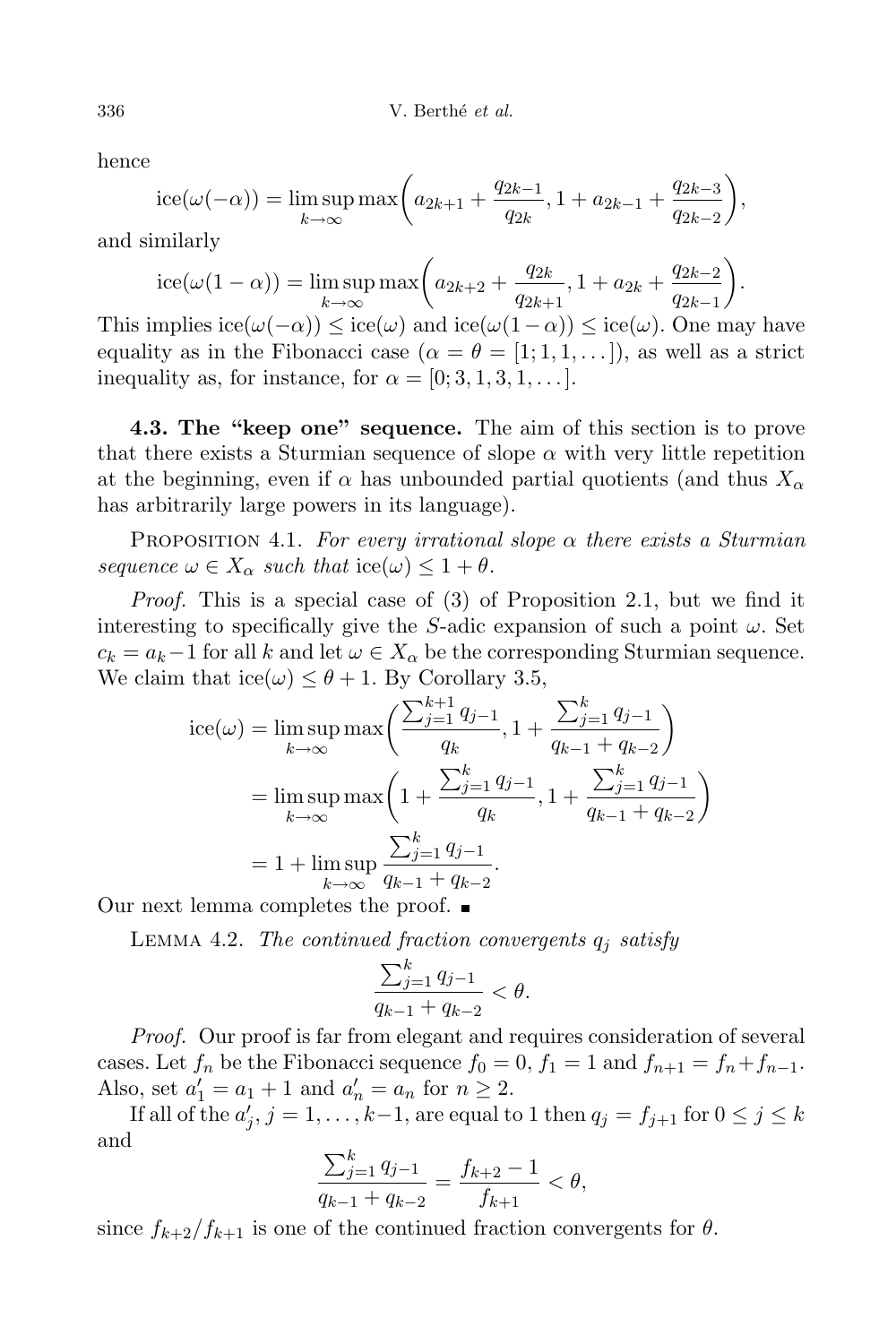hence

$$\operatorname{ice}(\omega(-\alpha)) = \limsup_{k\to\infty} \max\biggl(a_{2k+1} + \frac{q_{2k-1}}{q_{2k}}, 1 + a_{2k-1} + \frac{q_{2k-3}}{q_{2k-2}}\biggr),$$

and similarly

$$\operatorname{ice}(\omega(1-\alpha)) = \limsup_{k\to\infty} \max\biggl(a_{2k+2} + \frac{q_{2k}}{q_{2k+1}}, 1 + a_{2k} + \frac{q_{2k-2}}{q_{2k-1}}\biggr).$$

This implies $\operatorname{ice}(\omega(-\alpha)) \le \operatorname{ice}(\omega)$ and $\operatorname{ice}(\omega(1-\alpha)) \le \operatorname{ice}(\omega)$. One may have equality as in the Fibonacci case ($\alpha = \theta = [1;1,1,\dots]$), as well as a strict inequality as, for instance, for $\alpha = [0;3,1,3,1,\dots]$.

**4.3. The "keep one" sequence.** The aim of this section is to prove that there exists a Sturmian sequence of slope $\alpha$ with very little repetition at the beginning, even if $\alpha$ has unbounded partial quotients (and thus $X_\alpha$ has arbitrarily large powers in its language).

Proposition 4.1. *For every irrational slope $\alpha$ there exists a Sturmian sequence $\omega \in X_\alpha$ such that $\operatorname{ice}(\omega) \le 1 + \theta$.*

*Proof.* This is a special case of (3) of Proposition 2.1, but we find it interesting to specifically give the $S$-adic expansion of such a point $\omega$. Set $c_k = a_k - 1$ for all $k$ and let $\omega \in X_\alpha$ be the corresponding Sturmian sequence. We claim that $\operatorname{ice}(\omega) \le \theta + 1$. By Corollary 3.5,

$$\begin{aligned}
\operatorname{ice}(\omega) &= \limsup_{k\to\infty} \max\biggl(\frac{\sum_{j=1}^{k+1} q_{j-1}}{q_k}, 1 + \frac{\sum_{j=1}^{k} q_{j-1}}{q_{k-1} + q_{k-2}}\biggr) \\
&= \limsup_{k\to\infty} \max\biggl(1 + \frac{\sum_{j=1}^{k} q_{j-1}}{q_k}, 1 + \frac{\sum_{j=1}^{k} q_{j-1}}{q_{k-1} + q_{k-2}}\biggr) \\
&= 1 + \limsup_{k\to\infty} \frac{\sum_{j=1}^{k} q_{j-1}}{q_{k-1} + q_{k-2}}.
\end{aligned}$$

Our next lemma completes the proof. ∎

Lemma 4.2. *The continued fraction convergents $q_j$ satisfy*

$$\frac{\sum_{j=1}^{k} q_{j-1}}{q_{k-1} + q_{k-2}} < \theta.$$

*Proof.* Our proof is far from elegant and requires consideration of several cases. Let $f_n$ be the Fibonacci sequence $f_0 = 0$, $f_1 = 1$ and $f_{n+1} = f_n + f_{n-1}$. Also, set $a'_1 = a_1 + 1$ and $a'_n = a_n$ for $n \ge 2$.

If all of the $a'_j$, $j = 1, \dots, k-1$, are equal to 1 then $q_j = f_{j+1}$ for $0 \le j \le k$ and

$$\frac{\sum_{j=1}^{k} q_{j-1}}{q_{k-1} + q_{k-2}} = \frac{f_{k+2} - 1}{f_{k+1}} < \theta,$$

since $f_{k+2}/f_{k+1}$ is one of the continued fraction convergents for $\theta$.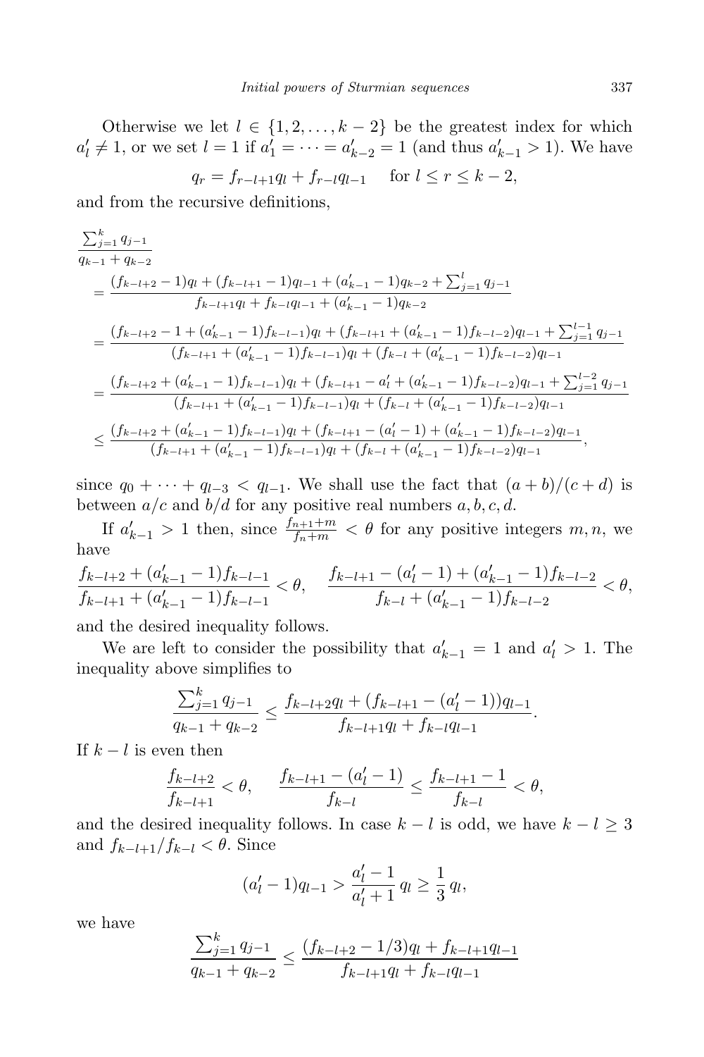Otherwise we let $l \in \{1, 2, \ldots, k-2\}$ be the greatest index for which $a'_l \neq 1$, or we set $l = 1$ if $a'_1 = \cdots = a'_{k-2} = 1$ (and thus $a'_{k-1} > 1$). We have

$$q_r = f_{r-l+1} q_l + f_{r-l} q_{l-1} \quad \text{for } l \leq r \leq k-2,$$

and from the recursive definitions,

$$\begin{aligned}
&\frac{\sum_{j=1}^{k} q_{j-1}}{q_{k-1} + q_{k-2}} \\
&= \frac{(f_{k-l+2} - 1) q_l + (f_{k-l+1} - 1) q_{l-1} + (a'_{k-1} - 1) q_{k-2} + \sum_{j=1}^{l} q_{j-1}}{f_{k-l+1} q_l + f_{k-l} q_{l-1} + (a'_{k-1} - 1) q_{k-2}} \\
&= \frac{(f_{k-l+2} - 1 + (a'_{k-1} - 1) f_{k-l-1}) q_l + (f_{k-l+1} + (a'_{k-1} - 1) f_{k-l-2}) q_{l-1} + \sum_{j=1}^{l-1} q_{j-1}}{(f_{k-l+1} + (a'_{k-1} - 1) f_{k-l-1}) q_l + (f_{k-l} + (a'_{k-1} - 1) f_{k-l-2}) q_{l-1}} \\
&= \frac{(f_{k-l+2} + (a'_{k-1} - 1) f_{k-l-1}) q_l + (f_{k-l+1} - a'_l + (a'_{k-1} - 1) f_{k-l-2}) q_{l-1} + \sum_{j=1}^{l-2} q_{j-1}}{(f_{k-l+1} + (a'_{k-1} - 1) f_{k-l-1}) q_l + (f_{k-l} + (a'_{k-1} - 1) f_{k-l-2}) q_{l-1}} \\
&\leq \frac{(f_{k-l+2} + (a'_{k-1} - 1) f_{k-l-1}) q_l + (f_{k-l+1} - (a'_l - 1) + (a'_{k-1} - 1) f_{k-l-2}) q_{l-1}}{(f_{k-l+1} + (a'_{k-1} - 1) f_{k-l-1}) q_l + (f_{k-l} + (a'_{k-1} - 1) f_{k-l-2}) q_{l-1}},
\end{aligned}$$

since $q_0 + \cdots + q_{l-3} < q_{l-1}$. We shall use the fact that $(a+b)/(c+d)$ is between $a/c$ and $b/d$ for any positive real numbers $a, b, c, d$.

If $a'_{k-1} > 1$ then, since $\frac{f_{n+1}+m}{f_n+m} < \theta$ for any positive integers $m, n$, we have

$$\frac{f_{k-l+2} + (a'_{k-1} - 1) f_{k-l-1}}{f_{k-l+1} + (a'_{k-1} - 1) f_{k-l-1}} < \theta, \quad \frac{f_{k-l+1} - (a'_l - 1) + (a'_{k-1} - 1) f_{k-l-2}}{f_{k-l} + (a'_{k-1} - 1) f_{k-l-2}} < \theta,$$

and the desired inequality follows.

We are left to consider the possibility that $a'_{k-1} = 1$ and $a'_l > 1$. The inequality above simplifies to

$$\frac{\sum_{j=1}^{k} q_{j-1}}{q_{k-1} + q_{k-2}} \leq \frac{f_{k-l+2} q_l + (f_{k-l+1} - (a'_l - 1)) q_{l-1}}{f_{k-l+1} q_l + f_{k-l} q_{l-1}}.$$

If $k - l$ is even then

$$\frac{f_{k-l+2}}{f_{k-l+1}} < \theta, \qquad \frac{f_{k-l+1} - (a'_l - 1)}{f_{k-l}} \leq \frac{f_{k-l+1} - 1}{f_{k-l}} < \theta,$$

and the desired inequality follows. In case $k - l$ is odd, we have $k - l \geq 3$ and $f_{k-l+1}/f_{k-l} < \theta$. Since

$$(a'_l - 1) q_{l-1} > \frac{a'_l - 1}{a'_l + 1} q_l \geq \frac{1}{3} q_l,$$

we have

$$\frac{\sum_{j=1}^{k} q_{j-1}}{q_{k-1} + q_{k-2}} \leq \frac{(f_{k-l+2} - 1/3) q_l + f_{k-l+1} q_{l-1}}{f_{k-l+1} q_l + f_{k-l} q_{l-1}}$$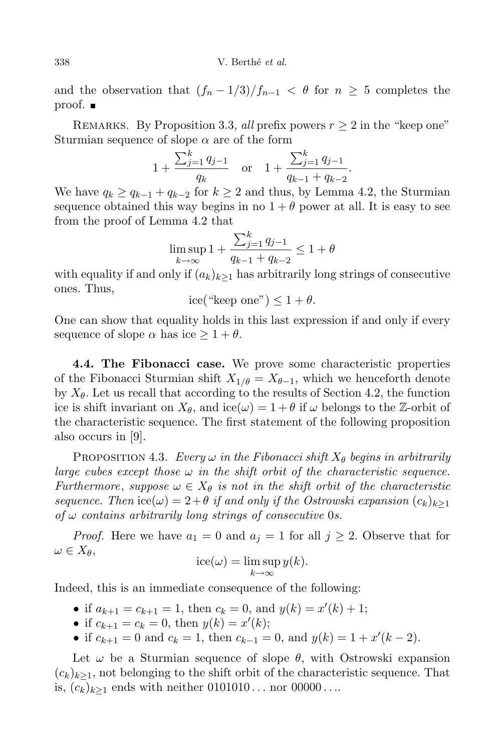and the observation that $(f_n - 1/3)/f_{n-1} < \theta$ for $n \geq 5$ completes the proof. ■

REMARKS. By Proposition 3.3, *all* prefix powers $r \geq 2$ in the "keep one" Sturmian sequence of slope $\alpha$ are of the form

$$1 + \frac{\sum_{j=1}^{k} q_{j-1}}{q_k} \quad \text{or} \quad 1 + \frac{\sum_{j=1}^{k} q_{j-1}}{q_{k-1} + q_{k-2}}.$$

We have $q_k \geq q_{k-1} + q_{k-2}$ for $k \geq 2$ and thus, by Lemma 4.2, the Sturmian sequence obtained this way begins in no $1 + \theta$ power at all. It is easy to see from the proof of Lemma 4.2 that

$$\limsup_{k \to \infty} 1 + \frac{\sum_{j=1}^{k} q_{j-1}}{q_{k-1} + q_{k-2}} \leq 1 + \theta$$

with equality if and only if $(a_k)_{k \geq 1}$ has arbitrarily long strings of consecutive ones. Thus,

$$\text{ice}(\text{"keep one"}) \leq 1 + \theta.$$

One can show that equality holds in this last expression if and only if every sequence of slope $\alpha$ has ice $\geq 1 + \theta$.

**4.4. The Fibonacci case.** We prove some characteristic properties of the Fibonacci Sturmian shift $X_{1/\theta} = X_{\theta - 1}$, which we henceforth denote by $X_\theta$. Let us recall that according to the results of Section 4.2, the function ice is shift invariant on $X_\theta$, and $\text{ice}(\omega) = 1 + \theta$ if $\omega$ belongs to the $\mathbb{Z}$-orbit of the characteristic sequence. The first statement of the following proposition also occurs in [9].

PROPOSITION 4.3. *Every $\omega$ in the Fibonacci shift $X_\theta$ begins in arbitrarily large cubes except those $\omega$ in the shift orbit of the characteristic sequence. Furthermore, suppose $\omega \in X_\theta$ is not in the shift orbit of the characteristic sequence. Then* $\text{ice}(\omega) = 2 + \theta$ *if and only if the Ostrowski expansion $(c_k)_{k \geq 1}$ of $\omega$ contains arbitrarily long strings of consecutive* 0*s.*

*Proof.* Here we have $a_1 = 0$ and $a_j = 1$ for all $j \geq 2$. Observe that for $\omega \in X_\theta$,

$$\text{ice}(\omega) = \limsup_{k \to \infty} y(k).$$

Indeed, this is an immediate consequence of the following:

- if $a_{k+1} = c_{k+1} = 1$, then $c_k = 0$, and $y(k) = x'(k) + 1$;
- if $c_{k+1} = c_k = 0$, then $y(k) = x'(k)$;
- if $c_{k+1} = 0$ and $c_k = 1$, then $c_{k-1} = 0$, and $y(k) = 1 + x'(k-2)$.

Let $\omega$ be a Sturmian sequence of slope $\theta$, with Ostrowski expansion $(c_k)_{k \geq 1}$, not belonging to the shift orbit of the characteristic sequence. That is, $(c_k)_{k \geq 1}$ ends with neither $0101010\ldots$ nor $00000\ldots$.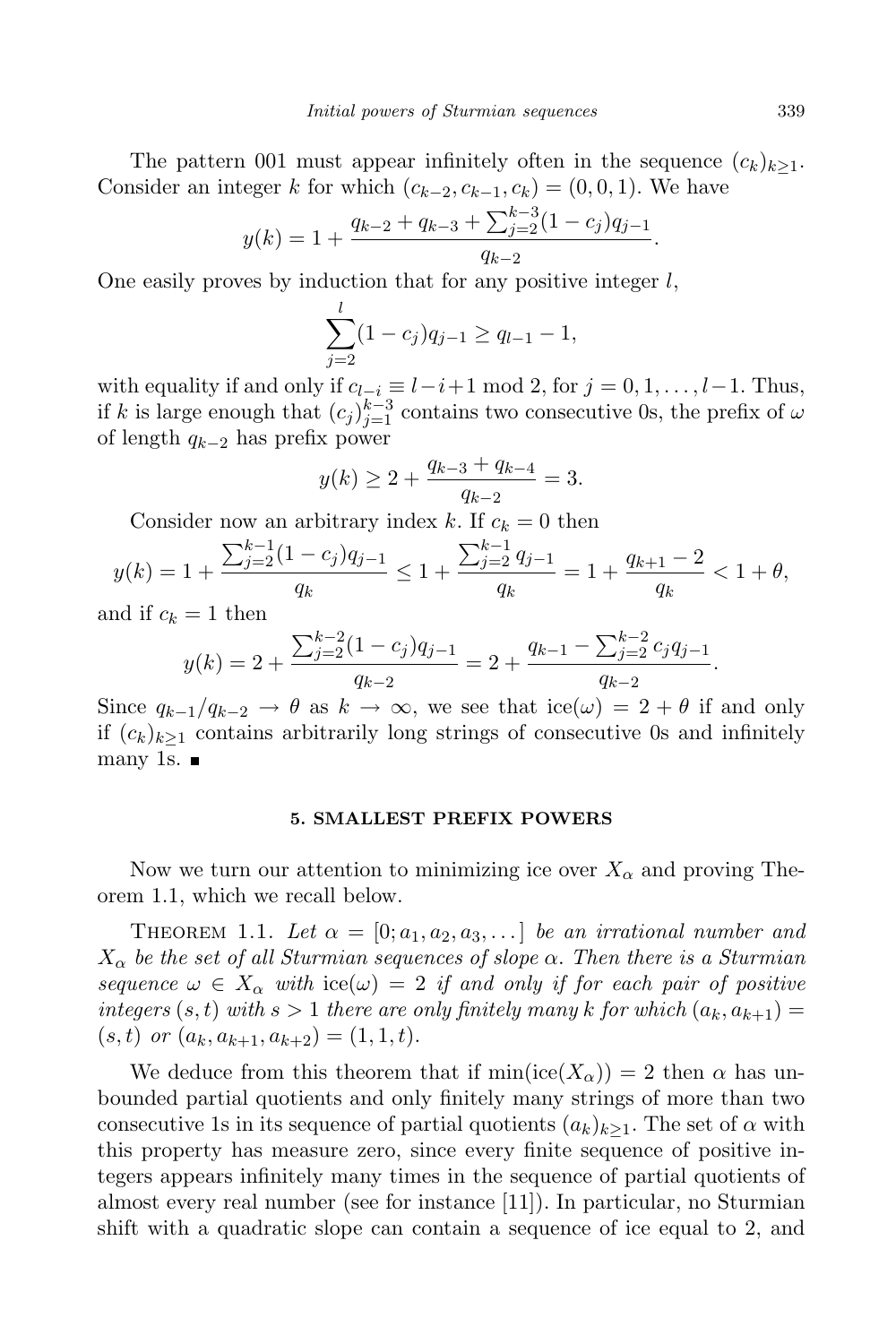The pattern 001 must appear infinitely often in the sequence $(c_k)_{k\geq 1}$. Consider an integer $k$ for which $(c_{k-2}, c_{k-1}, c_k) = (0, 0, 1)$. We have

$$y(k) = 1 + \frac{q_{k-2} + q_{k-3} + \sum_{j=2}^{k-3}(1 - c_j)q_{j-1}}{q_{k-2}}.$$

One easily proves by induction that for any positive integer $l$,

$$\sum_{j=2}^{l}(1 - c_j)q_{j-1} \geq q_{l-1} - 1,$$

with equality if and only if $c_{l-i} \equiv l - i + 1 \bmod 2$, for $j = 0, 1, \ldots, l-1$. Thus, if $k$ is large enough that $(c_j)_{j=1}^{k-3}$ contains two consecutive 0s, the prefix of $\omega$ of length $q_{k-2}$ has prefix power

$$y(k) \geq 2 + \frac{q_{k-3} + q_{k-4}}{q_{k-2}} = 3.$$

Consider now an arbitrary index $k$. If $c_k = 0$ then

$$y(k) = 1 + \frac{\sum_{j=2}^{k-1}(1 - c_j)q_{j-1}}{q_k} \leq 1 + \frac{\sum_{j=2}^{k-1} q_{j-1}}{q_k} = 1 + \frac{q_{k+1} - 2}{q_k} < 1 + \theta,$$

and if $c_k = 1$ then

$$y(k) = 2 + \frac{\sum_{j=2}^{k-2}(1 - c_j)q_{j-1}}{q_{k-2}} = 2 + \frac{q_{k-1} - \sum_{j=2}^{k-2} c_j q_{j-1}}{q_{k-2}}.$$

Since $q_{k-1}/q_{k-2} \to \theta$ as $k \to \infty$, we see that $\mathrm{ice}(\omega) = 2 + \theta$ if and only if $(c_k)_{k\geq 1}$ contains arbitrarily long strings of consecutive 0s and infinitely many 1s. ∎

## 5. SMALLEST PREFIX POWERS

Now we turn our attention to minimizing ice over $X_\alpha$ and proving Theorem 1.1, which we recall below.

THEOREM 1.1. *Let $\alpha = [0; a_1, a_2, a_3, \ldots]$ be an irrational number and $X_\alpha$ be the set of all Sturmian sequences of slope $\alpha$. Then there is a Sturmian sequence $\omega \in X_\alpha$ with $\mathrm{ice}(\omega) = 2$ if and only if for each pair of positive integers $(s, t)$ with $s > 1$ there are only finitely many $k$ for which $(a_k, a_{k+1}) = (s, t)$ or $(a_k, a_{k+1}, a_{k+2}) = (1, 1, t)$.*

We deduce from this theorem that if $\min(\mathrm{ice}(X_\alpha)) = 2$ then $\alpha$ has unbounded partial quotients and only finitely many strings of more than two consecutive 1s in its sequence of partial quotients $(a_k)_{k\geq 1}$. The set of $\alpha$ with this property has measure zero, since every finite sequence of positive integers appears infinitely many times in the sequence of partial quotients of almost every real number (see for instance [11]). In particular, no Sturmian shift with a quadratic slope can contain a sequence of ice equal to 2, and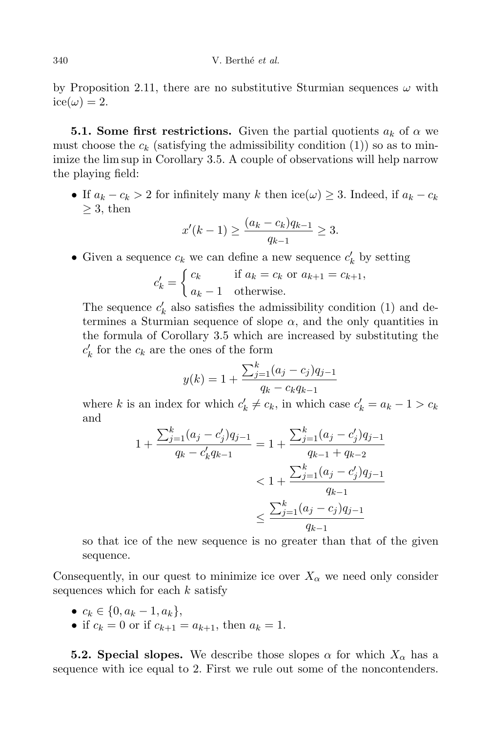by Proposition 2.11, there are no substitutive Sturmian sequences $\omega$ with $\text{ice}(\omega) = 2$.

**5.1. Some first restrictions.** Given the partial quotients $a_k$ of $\alpha$ we must choose the $c_k$ (satisfying the admissibility condition (1)) so as to minimize the lim sup in Corollary 3.5. A couple of observations will help narrow the playing field:

- If $a_k - c_k > 2$ for infinitely many $k$ then $\text{ice}(\omega) \geq 3$. Indeed, if $a_k - c_k \geq 3$, then
$$x'(k-1) \geq \frac{(a_k - c_k)q_{k-1}}{q_{k-1}} \geq 3.$$
- Given a sequence $c_k$ we can define a new sequence $c'_k$ by setting
$$c'_k = \begin{cases} c_k & \text{if } a_k = c_k \text{ or } a_{k+1} = c_{k+1}, \\ a_k - 1 & \text{otherwise.} \end{cases}$$
The sequence $c'_k$ also satisfies the admissibility condition (1) and determines a Sturmian sequence of slope $\alpha$, and the only quantities in the formula of Corollary 3.5 which are increased by substituting the $c'_k$ for the $c_k$ are the ones of the form
$$y(k) = 1 + \frac{\sum_{j=1}^{k}(a_j - c_j)q_{j-1}}{q_k - c_k q_{k-1}}$$
where $k$ is an index for which $c'_k \neq c_k$, in which case $c'_k = a_k - 1 > c_k$ and
$$\begin{aligned} 1 + \frac{\sum_{j=1}^{k}(a_j - c'_j)q_{j-1}}{q_k - c'_k q_{k-1}} &= 1 + \frac{\sum_{j=1}^{k}(a_j - c'_j)q_{j-1}}{q_{k-1} + q_{k-2}} \\ &< 1 + \frac{\sum_{j=1}^{k}(a_j - c'_j)q_{j-1}}{q_{k-1}} \\ &\leq \frac{\sum_{j=1}^{k}(a_j - c_j)q_{j-1}}{q_{k-1}} \end{aligned}$$
so that ice of the new sequence is no greater than that of the given sequence.

Consequently, in our quest to minimize ice over $X_\alpha$ we need only consider sequences which for each $k$ satisfy

- $c_k \in \{0, a_k - 1, a_k\}$,
- if $c_k = 0$ or if $c_{k+1} = a_{k+1}$, then $a_k = 1$.

**5.2. Special slopes.** We describe those slopes $\alpha$ for which $X_\alpha$ has a sequence with ice equal to 2. First we rule out some of the noncontenders.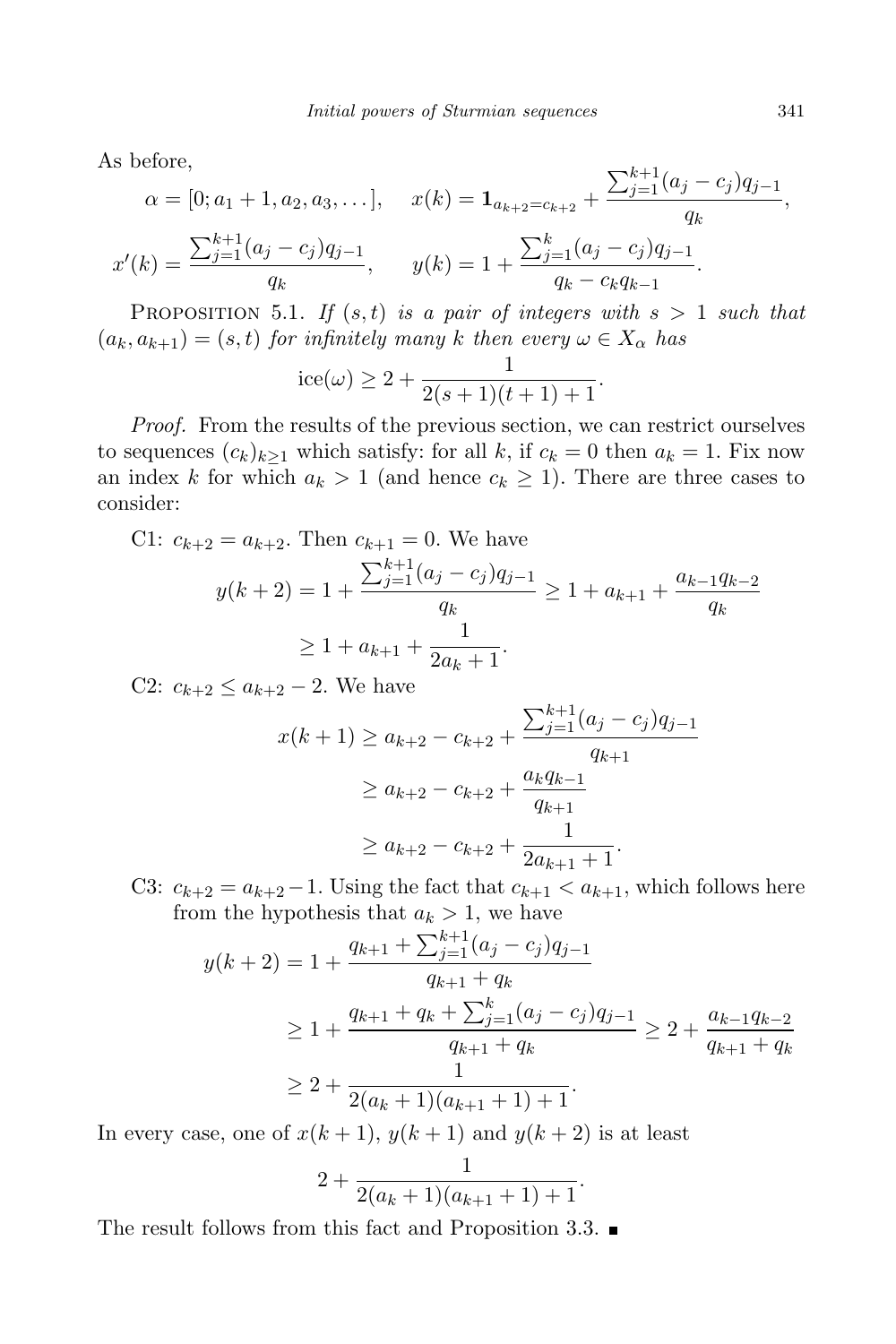As before,

$$\alpha = [0; a_1 + 1, a_2, a_3, \dots], \qquad x(k) = \mathbf{1}_{a_{k+2}=c_{k+2}} + \frac{\sum_{j=1}^{k+1}(a_j - c_j)q_{j-1}}{q_k},$$

$$x'(k) = \frac{\sum_{j=1}^{k+1}(a_j - c_j)q_{j-1}}{q_k}, \qquad y(k) = 1 + \frac{\sum_{j=1}^{k}(a_j - c_j)q_{j-1}}{q_k - c_k q_{k-1}}.$$

Proposition 5.1. *If $(s,t)$ is a pair of integers with $s > 1$ such that $(a_k, a_{k+1}) = (s,t)$ for infinitely many $k$ then every $\omega \in X_\alpha$ has*

$$\operatorname{ice}(\omega) \geq 2 + \frac{1}{2(s+1)(t+1)+1}.$$

*Proof.* From the results of the previous section, we can restrict ourselves to sequences $(c_k)_{k\geq 1}$ which satisfy: for all $k$, if $c_k = 0$ then $a_k = 1$. Fix now an index $k$ for which $a_k > 1$ (and hence $c_k \geq 1$). There are three cases to consider:

C1: $c_{k+2} = a_{k+2}$. Then $c_{k+1} = 0$. We have

$$\begin{aligned} y(k+2) = 1 + \frac{\sum_{j=1}^{k+1}(a_j - c_j)q_{j-1}}{q_k} &\geq 1 + a_{k+1} + \frac{a_{k-1}q_{k-2}}{q_k} \\ &\geq 1 + a_{k+1} + \frac{1}{2a_k + 1}. \end{aligned}$$

C2: $c_{k+2} \leq a_{k+2} - 2$. We have

$$\begin{aligned} x(k+1) &\geq a_{k+2} - c_{k+2} + \frac{\sum_{j=1}^{k+1}(a_j - c_j)q_{j-1}}{q_{k+1}} \\ &\geq a_{k+2} - c_{k+2} + \frac{a_k q_{k-1}}{q_{k+1}} \\ &\geq a_{k+2} - c_{k+2} + \frac{1}{2a_{k+1}+1}. \end{aligned}$$

C3: $c_{k+2} = a_{k+2} - 1$. Using the fact that $c_{k+1} < a_{k+1}$, which follows here from the hypothesis that $a_k > 1$, we have

$$\begin{aligned} y(k+2) &= 1 + \frac{q_{k+1} + \sum_{j=1}^{k+1}(a_j - c_j)q_{j-1}}{q_{k+1} + q_k} \\ &\geq 1 + \frac{q_{k+1} + q_k + \sum_{j=1}^{k}(a_j - c_j)q_{j-1}}{q_{k+1} + q_k} \geq 2 + \frac{a_{k-1}q_{k-2}}{q_{k+1} + q_k} \\ &\geq 2 + \frac{1}{2(a_k+1)(a_{k+1}+1)+1}. \end{aligned}$$

In every case, one of $x(k+1)$, $y(k+1)$ and $y(k+2)$ is at least

$$2 + \frac{1}{2(a_k+1)(a_{k+1}+1)+1}.$$

The result follows from this fact and Proposition 3.3. ∎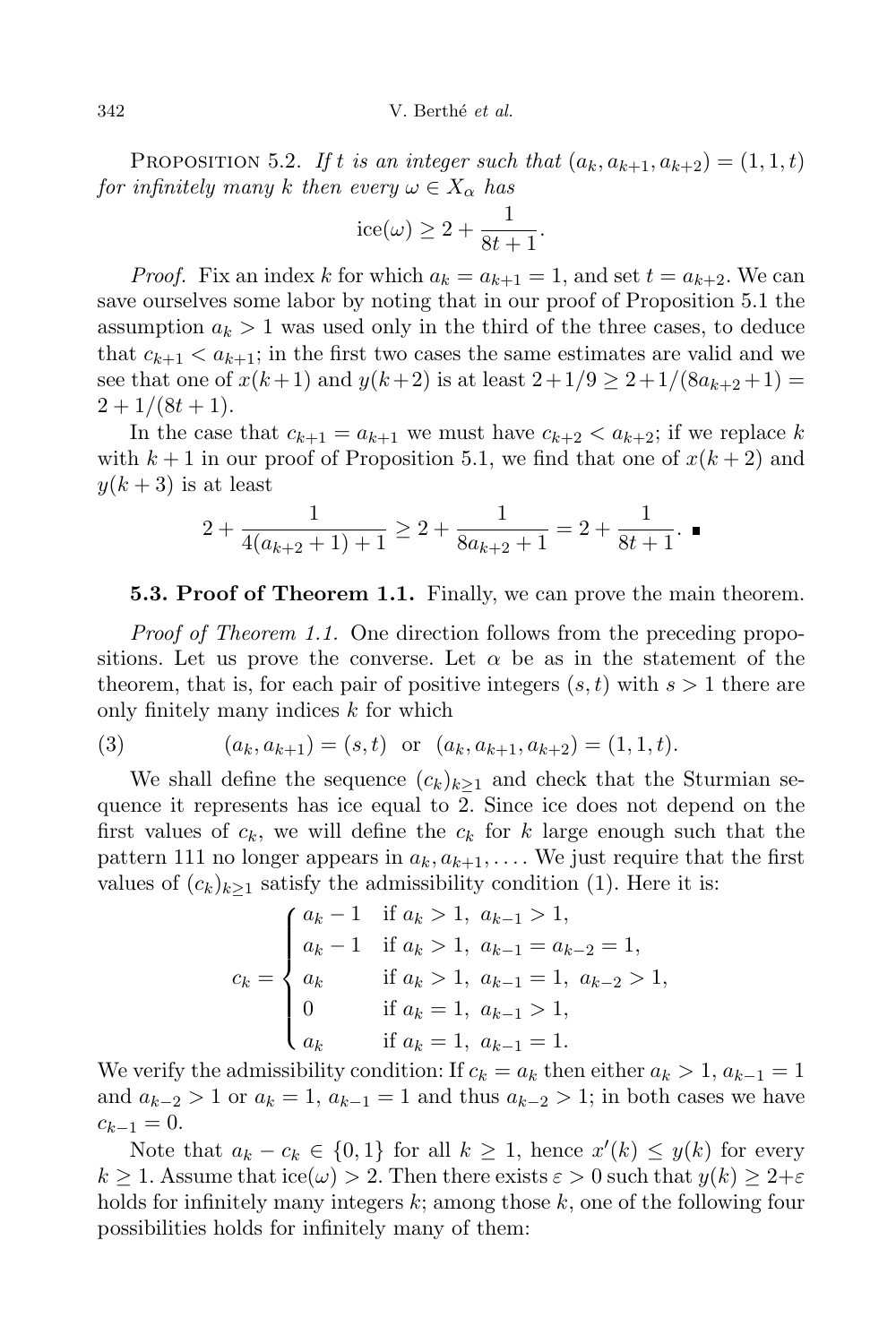Proposition 5.2. *If $t$ is an integer such that $(a_k, a_{k+1}, a_{k+2}) = (1, 1, t)$ for infinitely many $k$ then every $\omega \in X_\alpha$ has*

$$\mathrm{ice}(\omega) \geq 2 + \frac{1}{8t+1}.$$

*Proof.* Fix an index $k$ for which $a_k = a_{k+1} = 1$, and set $t = a_{k+2}$. We can save ourselves some labor by noting that in our proof of Proposition 5.1 the assumption $a_k > 1$ was used only in the third of the three cases, to deduce that $c_{k+1} < a_{k+1}$; in the first two cases the same estimates are valid and we see that one of $x(k+1)$ and $y(k+2)$ is at least $2 + 1/9 \geq 2 + 1/(8a_{k+2} + 1) = 2 + 1/(8t+1)$.

In the case that $c_{k+1} = a_{k+1}$ we must have $c_{k+2} < a_{k+2}$; if we replace $k$ with $k+1$ in our proof of Proposition 5.1, we find that one of $x(k+2)$ and $y(k+3)$ is at least

$$2 + \frac{1}{4(a_{k+2}+1)+1} \geq 2 + \frac{1}{8a_{k+2}+1} = 2 + \frac{1}{8t+1}. \quad \blacksquare$$

**5.3. Proof of Theorem 1.1.** Finally, we can prove the main theorem.

*Proof of Theorem 1.1.* One direction follows from the preceding propositions. Let us prove the converse. Let $\alpha$ be as in the statement of the theorem, that is, for each pair of positive integers $(s, t)$ with $s > 1$ there are only finitely many indices $k$ for which

$$(a_k, a_{k+1}) = (s, t) \quad \text{or} \quad (a_k, a_{k+1}, a_{k+2}) = (1, 1, t). \tag{3}$$

We shall define the sequence $(c_k)_{k \geq 1}$ and check that the Sturmian sequence it represents has ice equal to 2. Since ice does not depend on the first values of $c_k$, we will define the $c_k$ for $k$ large enough such that the pattern 111 no longer appears in $a_k, a_{k+1}, \ldots$. We just require that the first values of $(c_k)_{k \geq 1}$ satisfy the admissibility condition (1). Here it is:

$$c_k = \begin{cases} a_k - 1 & \text{if } a_k > 1,\ a_{k-1} > 1, \\ a_k - 1 & \text{if } a_k > 1,\ a_{k-1} = a_{k-2} = 1, \\ a_k & \text{if } a_k > 1,\ a_{k-1} = 1,\ a_{k-2} > 1, \\ 0 & \text{if } a_k = 1,\ a_{k-1} > 1, \\ a_k & \text{if } a_k = 1,\ a_{k-1} = 1. \end{cases}$$

We verify the admissibility condition: If $c_k = a_k$ then either $a_k > 1$, $a_{k-1} = 1$ and $a_{k-2} > 1$ or $a_k = 1$, $a_{k-1} = 1$ and thus $a_{k-2} > 1$; in both cases we have $c_{k-1} = 0$.

Note that $a_k - c_k \in \{0, 1\}$ for all $k \geq 1$, hence $x'(k) \leq y(k)$ for every $k \geq 1$. Assume that $\mathrm{ice}(\omega) > 2$. Then there exists $\varepsilon > 0$ such that $y(k) \geq 2 + \varepsilon$ holds for infinitely many integers $k$; among those $k$, one of the following four possibilities holds for infinitely many of them: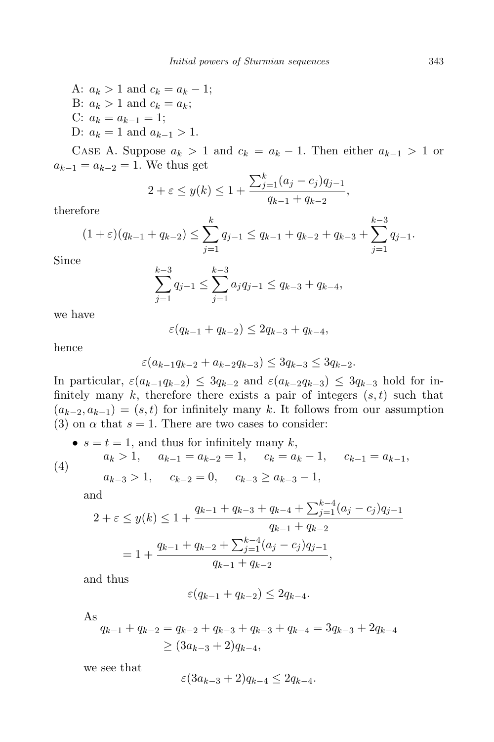A: $a_k > 1$ and $c_k = a_k - 1$;
B: $a_k > 1$ and $c_k = a_k$;
C: $a_k = a_{k-1} = 1$;
D: $a_k = 1$ and $a_{k-1} > 1$.

Case A. Suppose $a_k > 1$ and $c_k = a_k - 1$. Then either $a_{k-1} > 1$ or $a_{k-1} = a_{k-2} = 1$. We thus get

$$2 + \varepsilon \le y(k) \le 1 + \frac{\sum_{j=1}^{k}(a_j - c_j)q_{j-1}}{q_{k-1} + q_{k-2}},$$

therefore

$$(1+\varepsilon)(q_{k-1} + q_{k-2}) \le \sum_{j=1}^{k} q_{j-1} \le q_{k-1} + q_{k-2} + q_{k-3} + \sum_{j=1}^{k-3} q_{j-1}.$$

Since

$$\sum_{j=1}^{k-3} q_{j-1} \le \sum_{j=1}^{k-3} a_j q_{j-1} \le q_{k-3} + q_{k-4},$$

we have

$$\varepsilon(q_{k-1} + q_{k-2}) \le 2q_{k-3} + q_{k-4},$$

hence

$$\varepsilon(a_{k-1}q_{k-2} + a_{k-2}q_{k-3}) \le 3q_{k-3} \le 3q_{k-2}.$$

In particular, $\varepsilon(a_{k-1}q_{k-2}) \le 3q_{k-2}$ and $\varepsilon(a_{k-2}q_{k-3}) \le 3q_{k-3}$ hold for infinitely many $k$, therefore there exists a pair of integers $(s,t)$ such that $(a_{k-2}, a_{k-1}) = (s,t)$ for infinitely many $k$. It follows from our assumption (3) on $\alpha$ that $s = 1$. There are two cases to consider:

- $s = t = 1$, and thus for infinitely many $k$,

$$\begin{aligned} &a_k > 1, \quad a_{k-1} = a_{k-2} = 1, \quad c_k = a_k - 1, \quad c_{k-1} = a_{k-1}, \\ &a_{k-3} > 1, \quad c_{k-2} = 0, \quad c_{k-3} \ge a_{k-3} - 1, \end{aligned} \tag{4}$$

  and

$$\begin{aligned} 2 + \varepsilon \le y(k) &\le 1 + \frac{q_{k-1} + q_{k-3} + q_{k-4} + \sum_{j=1}^{k-4}(a_j - c_j)q_{j-1}}{q_{k-1} + q_{k-2}} \\ &= 1 + \frac{q_{k-1} + q_{k-2} + \sum_{j=1}^{k-4}(a_j - c_j)q_{j-1}}{q_{k-1} + q_{k-2}}, \end{aligned}$$

  and thus

$$\varepsilon(q_{k-1} + q_{k-2}) \le 2q_{k-4}.$$

  As

$$\begin{aligned} q_{k-1} + q_{k-2} &= q_{k-2} + q_{k-3} + q_{k-3} + q_{k-4} = 3q_{k-3} + 2q_{k-4} \\ &\ge (3a_{k-3} + 2)q_{k-4}, \end{aligned}$$

  we see that

$$\varepsilon(3a_{k-3} + 2)q_{k-4} \le 2q_{k-4}.$$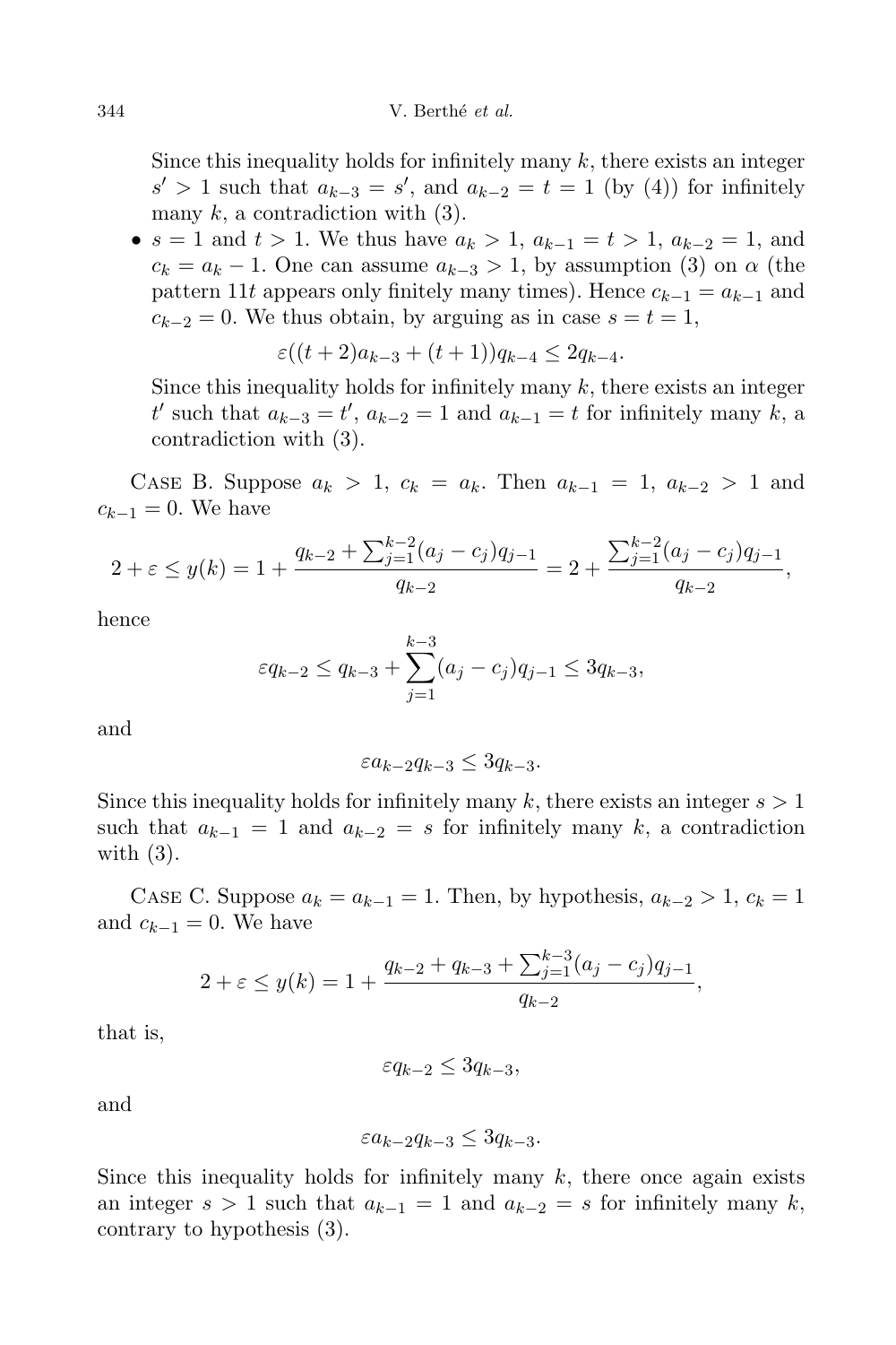Since this inequality holds for infinitely many $k$, there exists an integer $s' > 1$ such that $a_{k-3} = s'$, and $a_{k-2} = t = 1$ (by (4)) for infinitely many $k$, a contradiction with (3).

- $s = 1$ and $t > 1$. We thus have $a_k > 1$, $a_{k-1} = t > 1$, $a_{k-2} = 1$, and $c_k = a_k - 1$. One can assume $a_{k-3} > 1$, by assumption (3) on $\alpha$ (the pattern $11t$ appears only finitely many times). Hence $c_{k-1} = a_{k-1}$ and $c_{k-2} = 0$. We thus obtain, by arguing as in case $s = t = 1$,

$$\varepsilon((t+2)a_{k-3} + (t+1))q_{k-4} \leq 2q_{k-4}.$$

Since this inequality holds for infinitely many $k$, there exists an integer $t'$ such that $a_{k-3} = t'$, $a_{k-2} = 1$ and $a_{k-1} = t$ for infinitely many $k$, a contradiction with (3).

Case B. Suppose $a_k > 1$, $c_k = a_k$. Then $a_{k-1} = 1$, $a_{k-2} > 1$ and $c_{k-1} = 0$. We have

$$2 + \varepsilon \leq y(k) = 1 + \frac{q_{k-2} + \sum_{j=1}^{k-2}(a_j - c_j)q_{j-1}}{q_{k-2}} = 2 + \frac{\sum_{j=1}^{k-2}(a_j - c_j)q_{j-1}}{q_{k-2}},$$

hence

$$\varepsilon q_{k-2} \leq q_{k-3} + \sum_{j=1}^{k-3}(a_j - c_j)q_{j-1} \leq 3q_{k-3},$$

and

$$\varepsilon a_{k-2}q_{k-3} \leq 3q_{k-3}.$$

Since this inequality holds for infinitely many $k$, there exists an integer $s > 1$ such that $a_{k-1} = 1$ and $a_{k-2} = s$ for infinitely many $k$, a contradiction with (3).

Case C. Suppose $a_k = a_{k-1} = 1$. Then, by hypothesis, $a_{k-2} > 1$, $c_k = 1$ and $c_{k-1} = 0$. We have

$$2 + \varepsilon \leq y(k) = 1 + \frac{q_{k-2} + q_{k-3} + \sum_{j=1}^{k-3}(a_j - c_j)q_{j-1}}{q_{k-2}},$$

that is,

$$\varepsilon q_{k-2} \leq 3q_{k-3},$$

and

$$\varepsilon a_{k-2}q_{k-3} \leq 3q_{k-3}.$$

Since this inequality holds for infinitely many $k$, there once again exists an integer $s > 1$ such that $a_{k-1} = 1$ and $a_{k-2} = s$ for infinitely many $k$, contrary to hypothesis (3).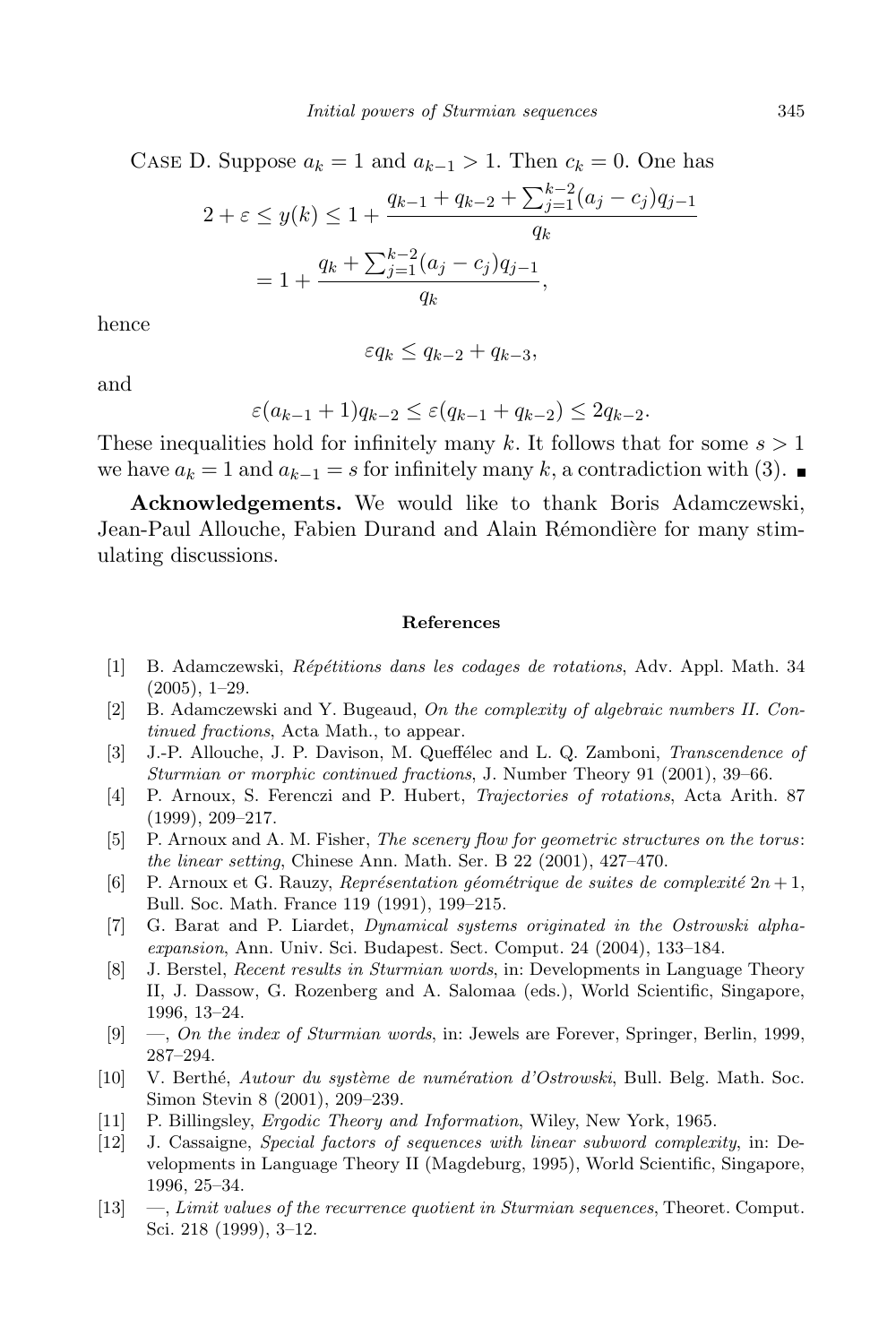Case D. Suppose $a_k = 1$ and $a_{k-1} > 1$. Then $c_k = 0$. One has

$$
\begin{aligned}
2 + \varepsilon \le y(k) &\le 1 + \frac{q_{k-1} + q_{k-2} + \sum_{j=1}^{k-2}(a_j - c_j)q_{j-1}}{q_k} \\
&= 1 + \frac{q_k + \sum_{j=1}^{k-2}(a_j - c_j)q_{j-1}}{q_k},
\end{aligned}
$$

hence

$$
\varepsilon q_k \le q_{k-2} + q_{k-3},
$$

and

$$
\varepsilon(a_{k-1}+1)q_{k-2} \le \varepsilon(q_{k-1} + q_{k-2}) \le 2q_{k-2}.
$$

These inequalities hold for infinitely many $k$. It follows that for some $s > 1$ we have $a_k = 1$ and $a_{k-1} = s$ for infinitely many $k$, a contradiction with (3). ∎

**Acknowledgements.** We would like to thank Boris Adamczewski, Jean-Paul Allouche, Fabien Durand and Alain Rémondière for many stimulating discussions.

## References

[1] B. Adamczewski, *Répétitions dans les codages de rotations*, Adv. Appl. Math. 34 (2005), 1–29.

[2] B. Adamczewski and Y. Bugeaud, *On the complexity of algebraic numbers II. Continued fractions*, Acta Math., to appear.

[3] J.-P. Allouche, J. P. Davison, M. Queffélec and L. Q. Zamboni, *Transcendence of Sturmian or morphic continued fractions*, J. Number Theory 91 (2001), 39–66.

[4] P. Arnoux, S. Ferenczi and P. Hubert, *Trajectories of rotations*, Acta Arith. 87 (1999), 209–217.

[5] P. Arnoux and A. M. Fisher, *The scenery flow for geometric structures on the torus: the linear setting*, Chinese Ann. Math. Ser. B 22 (2001), 427–470.

[6] P. Arnoux et G. Rauzy, *Représentation géométrique de suites de complexité* $2n+1$, Bull. Soc. Math. France 119 (1991), 199–215.

[7] G. Barat and P. Liardet, *Dynamical systems originated in the Ostrowski alpha-expansion*, Ann. Univ. Sci. Budapest. Sect. Comput. 24 (2004), 133–184.

[8] J. Berstel, *Recent results in Sturmian words*, in: Developments in Language Theory II, J. Dassow, G. Rozenberg and A. Salomaa (eds.), World Scientific, Singapore, 1996, 13–24.

[9] —, *On the index of Sturmian words*, in: Jewels are Forever, Springer, Berlin, 1999, 287–294.

[10] V. Berthé, *Autour du système de numération d'Ostrowski*, Bull. Belg. Math. Soc. Simon Stevin 8 (2001), 209–239.

[11] P. Billingsley, *Ergodic Theory and Information*, Wiley, New York, 1965.

[12] J. Cassaigne, *Special factors of sequences with linear subword complexity*, in: Developments in Language Theory II (Magdeburg, 1995), World Scientific, Singapore, 1996, 25–34.

[13] —, *Limit values of the recurrence quotient in Sturmian sequences*, Theoret. Comput. Sci. 218 (1999), 3–12.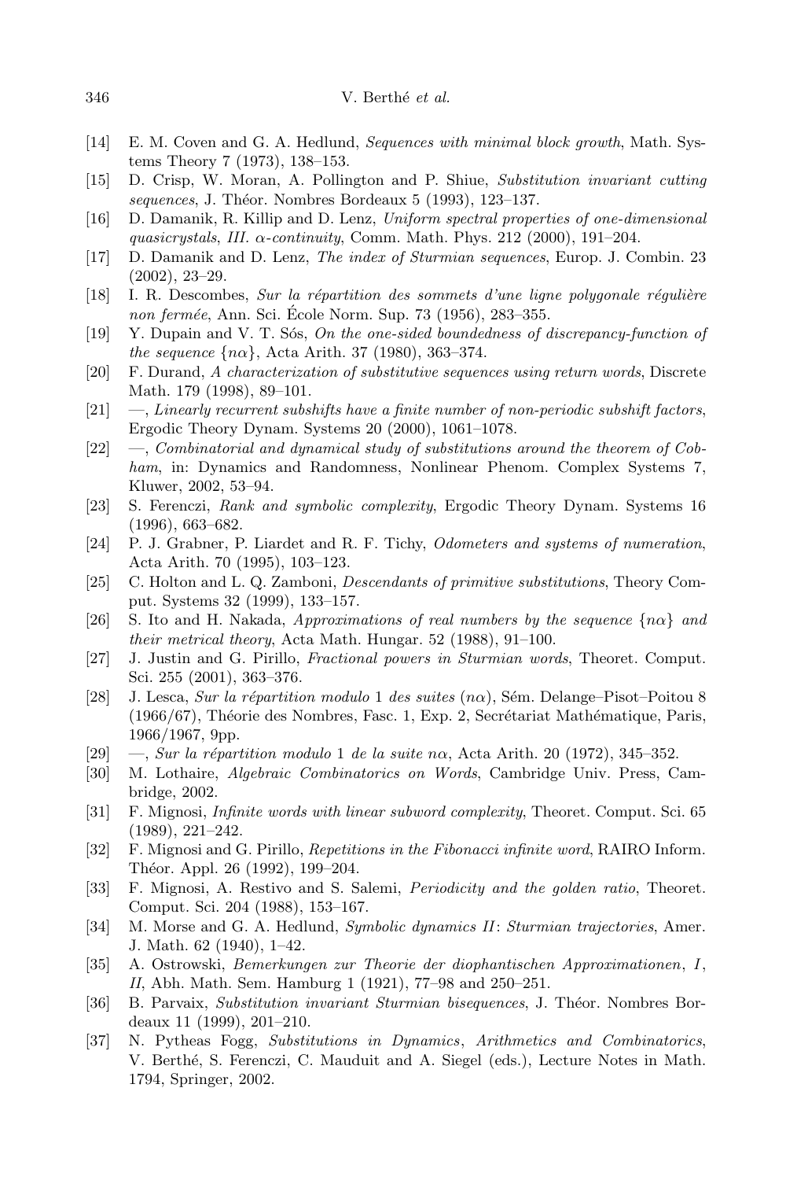[14] E. M. Coven and G. A. Hedlund, *Sequences with minimal block growth*, Math. Systems Theory 7 (1973), 138–153.

[15] D. Crisp, W. Moran, A. Pollington and P. Shiue, *Substitution invariant cutting sequences*, J. Théor. Nombres Bordeaux 5 (1993), 123–137.

[16] D. Damanik, R. Killip and D. Lenz, *Uniform spectral properties of one-dimensional quasicrystals, III. $\alpha$-continuity*, Comm. Math. Phys. 212 (2000), 191–204.

[17] D. Damanik and D. Lenz, *The index of Sturmian sequences*, Europ. J. Combin. 23 (2002), 23–29.

[18] I. R. Descombes, *Sur la répartition des sommets d'une ligne polygonale régulière non fermée*, Ann. Sci. École Norm. Sup. 73 (1956), 283–355.

[19] Y. Dupain and V. T. Sós, *On the one-sided boundedness of discrepancy-function of the sequence $\{n\alpha\}$*, Acta Arith. 37 (1980), 363–374.

[20] F. Durand, *A characterization of substitutive sequences using return words*, Discrete Math. 179 (1998), 89–101.

[21] —, *Linearly recurrent subshifts have a finite number of non-periodic subshift factors*, Ergodic Theory Dynam. Systems 20 (2000), 1061–1078.

[22] —, *Combinatorial and dynamical study of substitutions around the theorem of Cobham*, in: Dynamics and Randomness, Nonlinear Phenom. Complex Systems 7, Kluwer, 2002, 53–94.

[23] S. Ferenczi, *Rank and symbolic complexity*, Ergodic Theory Dynam. Systems 16 (1996), 663–682.

[24] P. J. Grabner, P. Liardet and R. F. Tichy, *Odometers and systems of numeration*, Acta Arith. 70 (1995), 103–123.

[25] C. Holton and L. Q. Zamboni, *Descendants of primitive substitutions*, Theory Comput. Systems 32 (1999), 133–157.

[26] S. Ito and H. Nakada, *Approximations of real numbers by the sequence $\{n\alpha\}$ and their metrical theory*, Acta Math. Hungar. 52 (1988), 91–100.

[27] J. Justin and G. Pirillo, *Fractional powers in Sturmian words*, Theoret. Comput. Sci. 255 (2001), 363–376.

[28] J. Lesca, *Sur la répartition modulo 1 des suites $(n\alpha)$*, Sém. Delange–Pisot–Poitou 8 (1966/67), Théorie des Nombres, Fasc. 1, Exp. 2, Secrétariat Mathématique, Paris, 1966/1967, 9pp.

[29] —, *Sur la répartition modulo 1 de la suite $n\alpha$*, Acta Arith. 20 (1972), 345–352.

[30] M. Lothaire, *Algebraic Combinatorics on Words*, Cambridge Univ. Press, Cambridge, 2002.

[31] F. Mignosi, *Infinite words with linear subword complexity*, Theoret. Comput. Sci. 65 (1989), 221–242.

[32] F. Mignosi and G. Pirillo, *Repetitions in the Fibonacci infinite word*, RAIRO Inform. Théor. Appl. 26 (1992), 199–204.

[33] F. Mignosi, A. Restivo and S. Salemi, *Periodicity and the golden ratio*, Theoret. Comput. Sci. 204 (1988), 153–167.

[34] M. Morse and G. A. Hedlund, *Symbolic dynamics II: Sturmian trajectories*, Amer. J. Math. 62 (1940), 1–42.

[35] A. Ostrowski, *Bemerkungen zur Theorie der diophantischen Approximationen, I, II*, Abh. Math. Sem. Hamburg 1 (1921), 77–98 and 250–251.

[36] B. Parvaix, *Substitution invariant Sturmian bisequences*, J. Théor. Nombres Bordeaux 11 (1999), 201–210.

[37] N. Pytheas Fogg, *Substitutions in Dynamics, Arithmetics and Combinatorics*, V. Berthé, S. Ferenczi, C. Mauduit and A. Siegel (eds.), Lecture Notes in Math. 1794, Springer, 2002.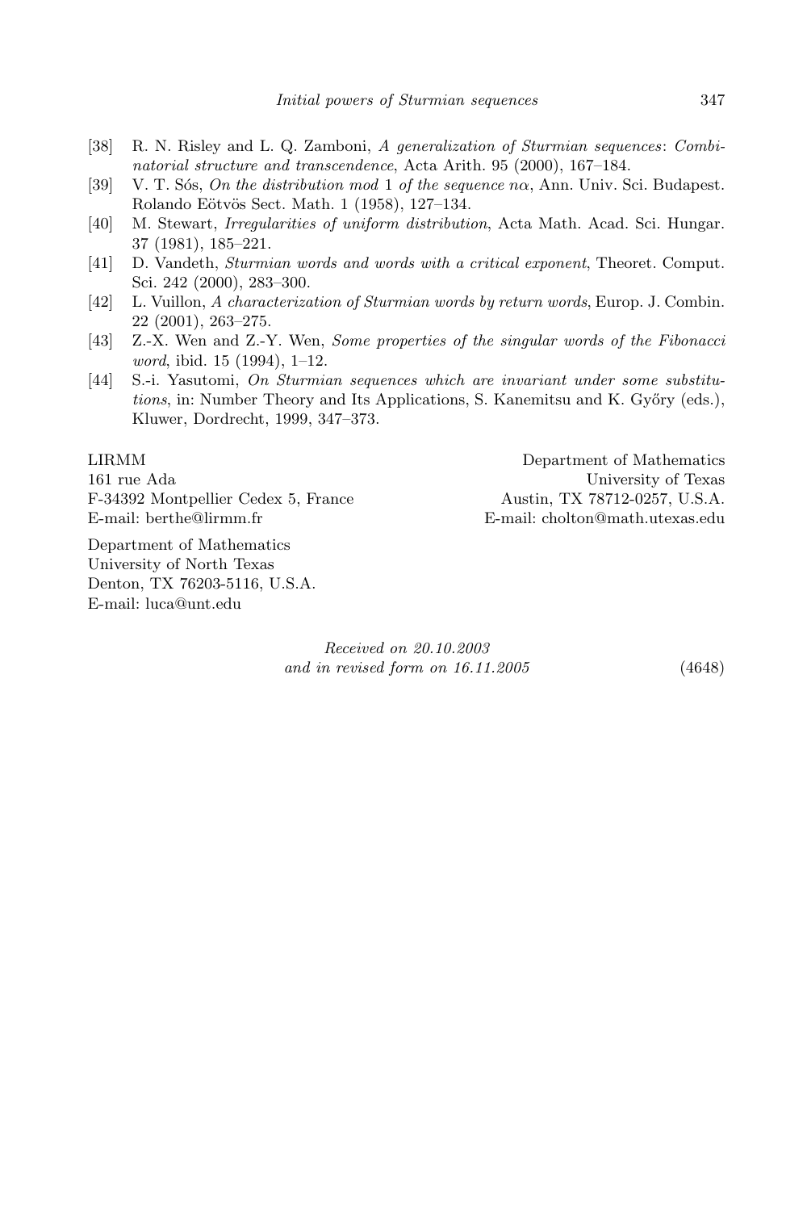[38] R. N. Risley and L. Q. Zamboni, *A generalization of Sturmian sequences: Combinatorial structure and transcendence*, Acta Arith. 95 (2000), 167–184.

[39] V. T. Sós, *On the distribution mod 1 of the sequence $n\alpha$*, Ann. Univ. Sci. Budapest. Rolando Eötvös Sect. Math. 1 (1958), 127–134.

[40] M. Stewart, *Irregularities of uniform distribution*, Acta Math. Acad. Sci. Hungar. 37 (1981), 185–221.

[41] D. Vandeth, *Sturmian words and words with a critical exponent*, Theoret. Comput. Sci. 242 (2000), 283–300.

[42] L. Vuillon, *A characterization of Sturmian words by return words*, Europ. J. Combin. 22 (2001), 263–275.

[43] Z.-X. Wen and Z.-Y. Wen, *Some properties of the singular words of the Fibonacci word*, ibid. 15 (1994), 1–12.

[44] S.-i. Yasutomi, *On Sturmian sequences which are invariant under some substitutions*, in: Number Theory and Its Applications, S. Kanemitsu and K. Győry (eds.), Kluwer, Dordrecht, 1999, 347–373.

LIRMM
161 rue Ada
F-34392 Montpellier Cedex 5, France
E-mail: berthe@lirmm.fr

Department of Mathematics
University of Texas
Austin, TX 78712-0257, U.S.A.
E-mail: cholton@math.utexas.edu

Department of Mathematics
University of North Texas
Denton, TX 76203-5116, U.S.A.
E-mail: luca@unt.edu

*Received on 20.10.2003*
*and in revised form on 16.11.2005* (4648)